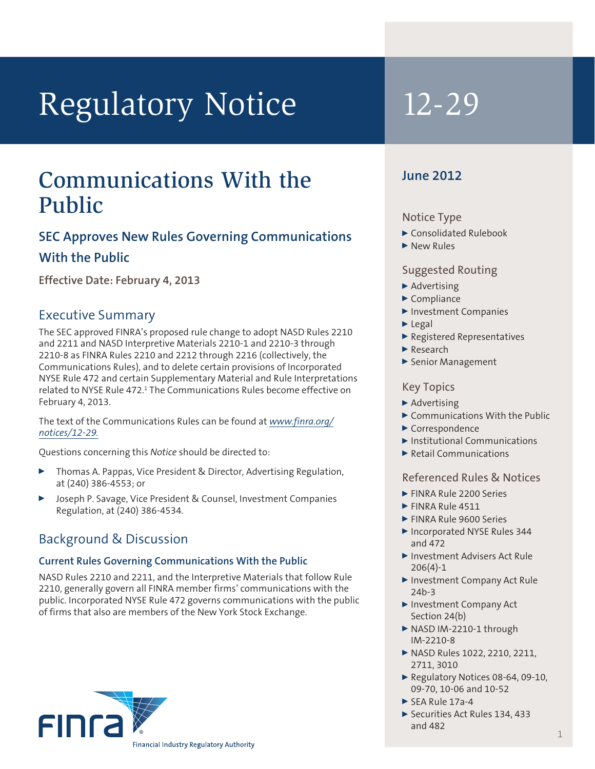# Regulatory Notice 12-29

## Communications With the Public

### SEC Approves New Rules Governing Communications With the Public

**Effective Date: February 4, 2013**

### Executive Summary

The SEC approved FINRA's proposed rule change to adopt NASD Rules 2210 and 2211 and NASD Interpretive Materials 2210-1 and 2210-3 through 2210-8 as FINRA Rules 2210 and 2212 through 2216 (collectively, the Communications Rules), and to delete certain provisions of Incorporated NYSE Rule 472 and certain Supplementary Material and Rule Interpretations related to NYSE Rule 472.[1] The Communications Rules become effective on February 4, 2013.

The text of the Communications Rules can be found at *www.finra.org/notices/12-29*.

Questions concerning this *Notice* should be directed to:

- Thomas A. Pappas, Vice President & Director, Advertising Regulation, at (240) 386-4553; or
- Joseph P. Savage, Vice President & Counsel, Investment Companies Regulation, at (240) 386-4534.

### Background & Discussion

#### Current Rules Governing Communications With the Public

NASD Rules 2210 and 2211, and the Interpretive Materials that follow Rule 2210, generally govern all FINRA member firms' communications with the public. Incorporated NYSE Rule 472 governs communications with the public of firms that also are members of the New York Stock Exchange.

**June 2012**

#### Notice Type

- Consolidated Rulebook
- New Rules

#### Suggested Routing

- Advertising
- Compliance
- Investment Companies
- Legal
- Registered Representatives
- Research
- Senior Management

#### Key Topics

- Advertising
- Communications With the Public
- Correspondence
- Institutional Communications
- Retail Communications

#### Referenced Rules & Notices

- FINRA Rule 2200 Series
- FINRA Rule 4511
- FINRA Rule 9600 Series
- Incorporated NYSE Rules 344 and 472
- Investment Advisers Act Rule 206(4)-1
- Investment Company Act Rule 24b-3
- Investment Company Act Section 24(b)
- NASD IM-2210-1 through IM-2210-8
- NASD Rules 1022, 2210, 2211, 2711, 3010
- Regulatory Notices 08-64, 09-10, 09-70, 10-06 and 10-52
- SEA Rule 17a-4
- Securities Act Rules 134, 433 and 482

FINRA — Financial Industry Regulatory Authority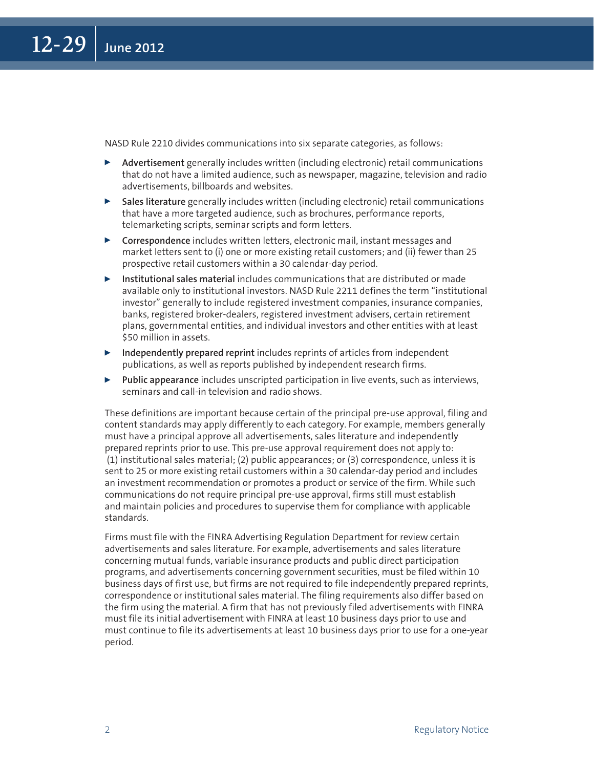NASD Rule 2210 divides communications into six separate categories, as follows:

- **Advertisement** generally includes written (including electronic) retail communications that do not have a limited audience, such as newspaper, magazine, television and radio advertisements, billboards and websites.
- **Sales literature** generally includes written (including electronic) retail communications that have a more targeted audience, such as brochures, performance reports, telemarketing scripts, seminar scripts and form letters.
- **Correspondence** includes written letters, electronic mail, instant messages and market letters sent to (i) one or more existing retail customers; and (ii) fewer than 25 prospective retail customers within a 30 calendar-day period.
- **Institutional sales material** includes communications that are distributed or made available only to institutional investors. NASD Rule 2211 defines the term "institutional investor" generally to include registered investment companies, insurance companies, banks, registered broker-dealers, registered investment advisers, certain retirement plans, governmental entities, and individual investors and other entities with at least $50 million in assets.
- **Independently prepared reprint** includes reprints of articles from independent publications, as well as reports published by independent research firms.
- **Public appearance** includes unscripted participation in live events, such as interviews, seminars and call-in television and radio shows.

These definitions are important because certain of the principal pre-use approval, filing and content standards may apply differently to each category. For example, members generally must have a principal approve all advertisements, sales literature and independently prepared reprints prior to use. This pre-use approval requirement does not apply to: (1) institutional sales material; (2) public appearances; or (3) correspondence, unless it is sent to 25 or more existing retail customers within a 30 calendar-day period and includes an investment recommendation or promotes a product or service of the firm. While such communications do not require principal pre-use approval, firms still must establish and maintain policies and procedures to supervise them for compliance with applicable standards.

Firms must file with the FINRA Advertising Regulation Department for review certain advertisements and sales literature. For example, advertisements and sales literature concerning mutual funds, variable insurance products and public direct participation programs, and advertisements concerning government securities, must be filed within 10 business days of first use, but firms are not required to file independently prepared reprints, correspondence or institutional sales material. The filing requirements also differ based on the firm using the material. A firm that has not previously filed advertisements with FINRA must file its initial advertisement with FINRA at least 10 business days prior to use and must continue to file its advertisements at least 10 business days prior to use for a one-year period.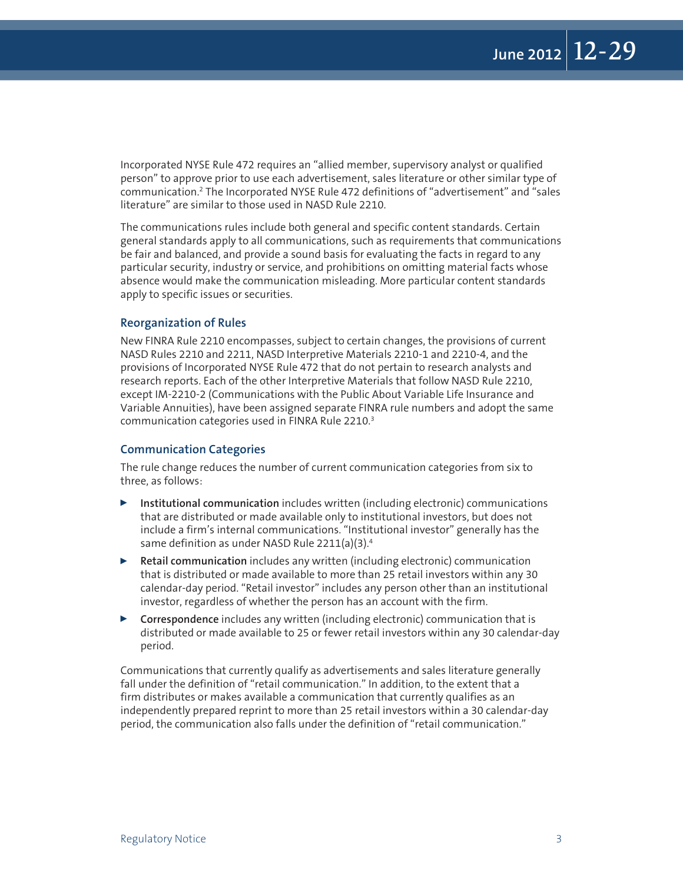Incorporated NYSE Rule 472 requires an "allied member, supervisory analyst or qualified person" to approve prior to use each advertisement, sales literature or other similar type of communication.[2] The Incorporated NYSE Rule 472 definitions of "advertisement" and "sales literature" are similar to those used in NASD Rule 2210.

The communications rules include both general and specific content standards. Certain general standards apply to all communications, such as requirements that communications be fair and balanced, and provide a sound basis for evaluating the facts in regard to any particular security, industry or service, and prohibitions on omitting material facts whose absence would make the communication misleading. More particular content standards apply to specific issues or securities.

### Reorganization of Rules

New FINRA Rule 2210 encompasses, subject to certain changes, the provisions of current NASD Rules 2210 and 2211, NASD Interpretive Materials 2210-1 and 2210-4, and the provisions of Incorporated NYSE Rule 472 that do not pertain to research analysts and research reports. Each of the other Interpretive Materials that follow NASD Rule 2210, except IM-2210-2 (Communications with the Public About Variable Life Insurance and Variable Annuities), have been assigned separate FINRA rule numbers and adopt the same communication categories used in FINRA Rule 2210.[3]

### Communication Categories

The rule change reduces the number of current communication categories from six to three, as follows:

- **Institutional communication** includes written (including electronic) communications that are distributed or made available only to institutional investors, but does not include a firm's internal communications. "Institutional investor" generally has the same definition as under NASD Rule 2211(a)(3).[4]
- **Retail communication** includes any written (including electronic) communication that is distributed or made available to more than 25 retail investors within any 30 calendar-day period. "Retail investor" includes any person other than an institutional investor, regardless of whether the person has an account with the firm.
- **Correspondence** includes any written (including electronic) communication that is distributed or made available to 25 or fewer retail investors within any 30 calendar-day period.

Communications that currently qualify as advertisements and sales literature generally fall under the definition of "retail communication." In addition, to the extent that a firm distributes or makes available a communication that currently qualifies as an independently prepared reprint to more than 25 retail investors within a 30 calendar-day period, the communication also falls under the definition of "retail communication."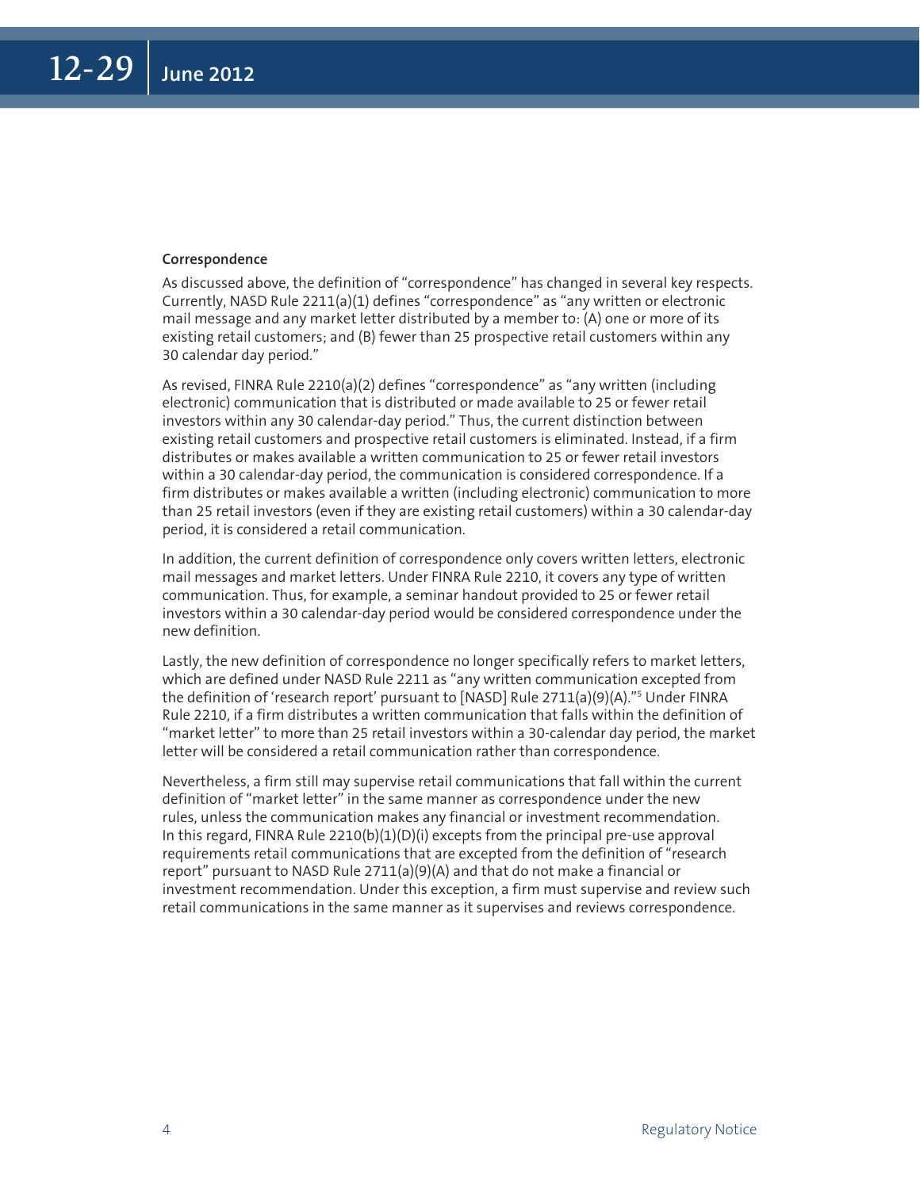### Correspondence

As discussed above, the definition of "correspondence" has changed in several key respects. Currently, NASD Rule 2211(a)(1) defines "correspondence" as "any written or electronic mail message and any market letter distributed by a member to: (A) one or more of its existing retail customers; and (B) fewer than 25 prospective retail customers within any 30 calendar day period."

As revised, FINRA Rule 2210(a)(2) defines "correspondence" as "any written (including electronic) communication that is distributed or made available to 25 or fewer retail investors within any 30 calendar-day period." Thus, the current distinction between existing retail customers and prospective retail customers is eliminated. Instead, if a firm distributes or makes available a written communication to 25 or fewer retail investors within a 30 calendar-day period, the communication is considered correspondence. If a firm distributes or makes available a written (including electronic) communication to more than 25 retail investors (even if they are existing retail customers) within a 30 calendar-day period, it is considered a retail communication.

In addition, the current definition of correspondence only covers written letters, electronic mail messages and market letters. Under FINRA Rule 2210, it covers any type of written communication. Thus, for example, a seminar handout provided to 25 or fewer retail investors within a 30 calendar-day period would be considered correspondence under the new definition.

Lastly, the new definition of correspondence no longer specifically refers to market letters, which are defined under NASD Rule 2211 as "any written communication excepted from the definition of 'research report' pursuant to [NASD] Rule 2711(a)(9)(A)."[5] Under FINRA Rule 2210, if a firm distributes a written communication that falls within the definition of "market letter" to more than 25 retail investors within a 30-calendar day period, the market letter will be considered a retail communication rather than correspondence.

Nevertheless, a firm still may supervise retail communications that fall within the current definition of "market letter" in the same manner as correspondence under the new rules, unless the communication makes any financial or investment recommendation. In this regard, FINRA Rule 2210(b)(1)(D)(i) excepts from the principal pre-use approval requirements retail communications that are excepted from the definition of "research report" pursuant to NASD Rule 2711(a)(9)(A) and that do not make a financial or investment recommendation. Under this exception, a firm must supervise and review such retail communications in the same manner as it supervises and reviews correspondence.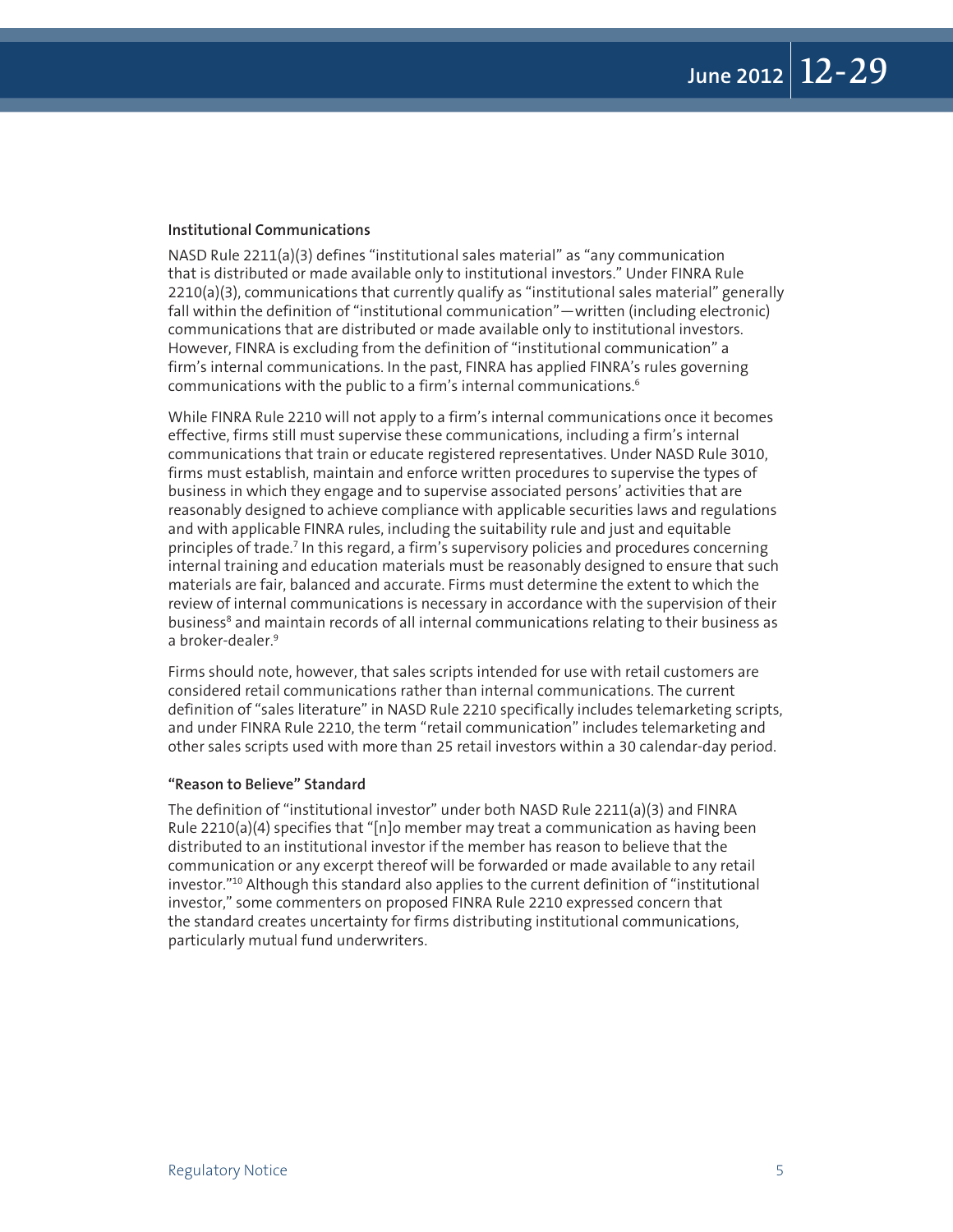### Institutional Communications

NASD Rule 2211(a)(3) defines "institutional sales material" as "any communication that is distributed or made available only to institutional investors." Under FINRA Rule 2210(a)(3), communications that currently qualify as "institutional sales material" generally fall within the definition of "institutional communication"—written (including electronic) communications that are distributed or made available only to institutional investors. However, FINRA is excluding from the definition of "institutional communication" a firm's internal communications. In the past, FINRA has applied FINRA's rules governing communications with the public to a firm's internal communications.[6]

While FINRA Rule 2210 will not apply to a firm's internal communications once it becomes effective, firms still must supervise these communications, including a firm's internal communications that train or educate registered representatives. Under NASD Rule 3010, firms must establish, maintain and enforce written procedures to supervise the types of business in which they engage and to supervise associated persons' activities that are reasonably designed to achieve compliance with applicable securities laws and regulations and with applicable FINRA rules, including the suitability rule and just and equitable principles of trade.[7] In this regard, a firm's supervisory policies and procedures concerning internal training and education materials must be reasonably designed to ensure that such materials are fair, balanced and accurate. Firms must determine the extent to which the review of internal communications is necessary in accordance with the supervision of their business[8] and maintain records of all internal communications relating to their business as a broker-dealer.[9]

Firms should note, however, that sales scripts intended for use with retail customers are considered retail communications rather than internal communications. The current definition of "sales literature" in NASD Rule 2210 specifically includes telemarketing scripts, and under FINRA Rule 2210, the term "retail communication" includes telemarketing and other sales scripts used with more than 25 retail investors within a 30 calendar-day period.

#### "Reason to Believe" Standard

The definition of "institutional investor" under both NASD Rule 2211(a)(3) and FINRA Rule 2210(a)(4) specifies that "[n]o member may treat a communication as having been distributed to an institutional investor if the member has reason to believe that the communication or any excerpt thereof will be forwarded or made available to any retail investor."[10] Although this standard also applies to the current definition of "institutional investor," some commenters on proposed FINRA Rule 2210 expressed concern that the standard creates uncertainty for firms distributing institutional communications, particularly mutual fund underwriters.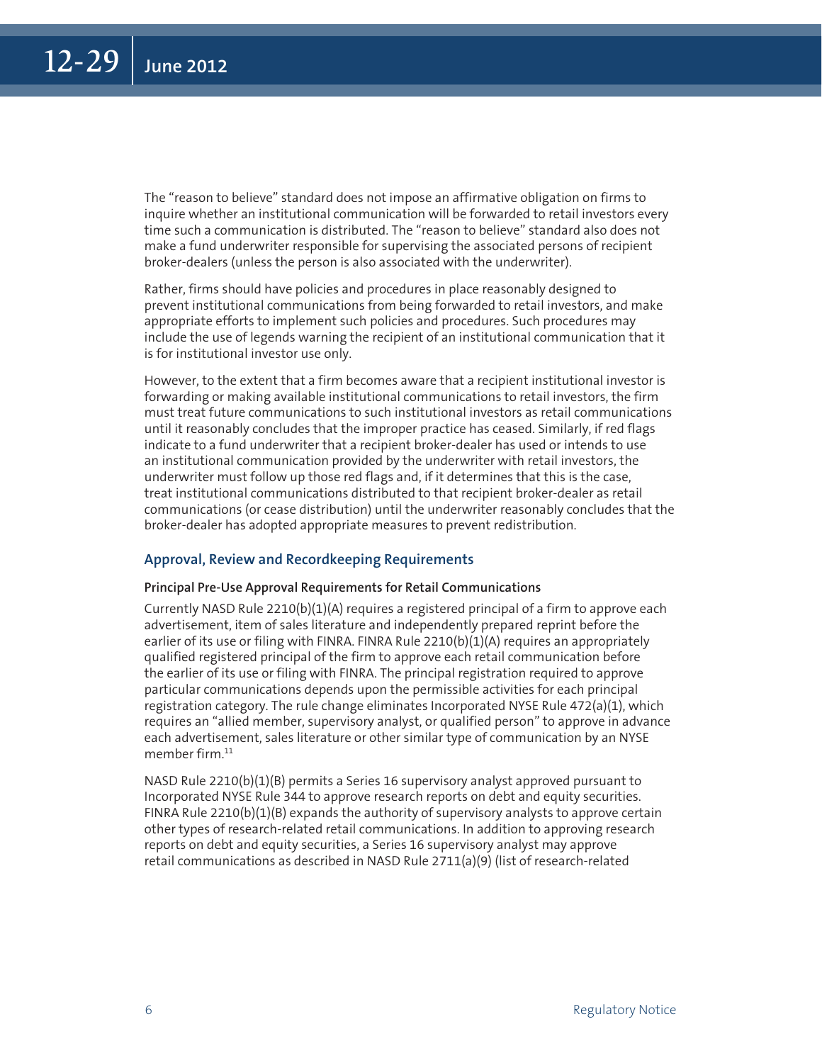The "reason to believe" standard does not impose an affirmative obligation on firms to inquire whether an institutional communication will be forwarded to retail investors every time such a communication is distributed. The "reason to believe" standard also does not make a fund underwriter responsible for supervising the associated persons of recipient broker-dealers (unless the person is also associated with the underwriter).

Rather, firms should have policies and procedures in place reasonably designed to prevent institutional communications from being forwarded to retail investors, and make appropriate efforts to implement such policies and procedures. Such procedures may include the use of legends warning the recipient of an institutional communication that it is for institutional investor use only.

However, to the extent that a firm becomes aware that a recipient institutional investor is forwarding or making available institutional communications to retail investors, the firm must treat future communications to such institutional investors as retail communications until it reasonably concludes that the improper practice has ceased. Similarly, if red flags indicate to a fund underwriter that a recipient broker-dealer has used or intends to use an institutional communication provided by the underwriter with retail investors, the underwriter must follow up those red flags and, if it determines that this is the case, treat institutional communications distributed to that recipient broker-dealer as retail communications (or cease distribution) until the underwriter reasonably concludes that the broker-dealer has adopted appropriate measures to prevent redistribution.

## Approval, Review and Recordkeeping Requirements

### Principal Pre-Use Approval Requirements for Retail Communications

Currently NASD Rule 2210(b)(1)(A) requires a registered principal of a firm to approve each advertisement, item of sales literature and independently prepared reprint before the earlier of its use or filing with FINRA. FINRA Rule 2210(b)(1)(A) requires an appropriately qualified registered principal of the firm to approve each retail communication before the earlier of its use or filing with FINRA. The principal registration required to approve particular communications depends upon the permissible activities for each principal registration category. The rule change eliminates Incorporated NYSE Rule 472(a)(1), which requires an "allied member, supervisory analyst, or qualified person" to approve in advance each advertisement, sales literature or other similar type of communication by an NYSE member firm.[11]

NASD Rule 2210(b)(1)(B) permits a Series 16 supervisory analyst approved pursuant to Incorporated NYSE Rule 344 to approve research reports on debt and equity securities. FINRA Rule 2210(b)(1)(B) expands the authority of supervisory analysts to approve certain other types of research-related retail communications. In addition to approving research reports on debt and equity securities, a Series 16 supervisory analyst may approve retail communications as described in NASD Rule 2711(a)(9) (list of research-related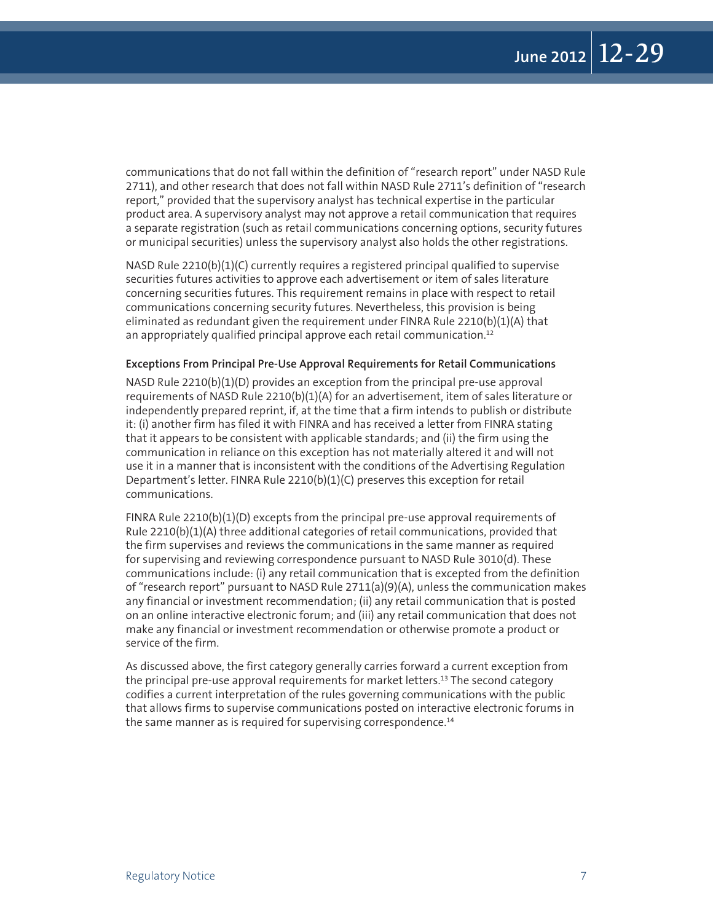communications that do not fall within the definition of "research report" under NASD Rule 2711), and other research that does not fall within NASD Rule 2711's definition of "research report," provided that the supervisory analyst has technical expertise in the particular product area. A supervisory analyst may not approve a retail communication that requires a separate registration (such as retail communications concerning options, security futures or municipal securities) unless the supervisory analyst also holds the other registrations.

NASD Rule 2210(b)(1)(C) currently requires a registered principal qualified to supervise securities futures activities to approve each advertisement or item of sales literature concerning securities futures. This requirement remains in place with respect to retail communications concerning security futures. Nevertheless, this provision is being eliminated as redundant given the requirement under FINRA Rule 2210(b)(1)(A) that an appropriately qualified principal approve each retail communication.[12]

#### Exceptions From Principal Pre-Use Approval Requirements for Retail Communications

NASD Rule 2210(b)(1)(D) provides an exception from the principal pre-use approval requirements of NASD Rule 2210(b)(1)(A) for an advertisement, item of sales literature or independently prepared reprint, if, at the time that a firm intends to publish or distribute it: (i) another firm has filed it with FINRA and has received a letter from FINRA stating that it appears to be consistent with applicable standards; and (ii) the firm using the communication in reliance on this exception has not materially altered it and will not use it in a manner that is inconsistent with the conditions of the Advertising Regulation Department's letter. FINRA Rule 2210(b)(1)(C) preserves this exception for retail communications.

FINRA Rule 2210(b)(1)(D) excepts from the principal pre-use approval requirements of Rule 2210(b)(1)(A) three additional categories of retail communications, provided that the firm supervises and reviews the communications in the same manner as required for supervising and reviewing correspondence pursuant to NASD Rule 3010(d). These communications include: (i) any retail communication that is excepted from the definition of "research report" pursuant to NASD Rule 2711(a)(9)(A), unless the communication makes any financial or investment recommendation; (ii) any retail communication that is posted on an online interactive electronic forum; and (iii) any retail communication that does not make any financial or investment recommendation or otherwise promote a product or service of the firm.

As discussed above, the first category generally carries forward a current exception from the principal pre-use approval requirements for market letters.[13] The second category codifies a current interpretation of the rules governing communications with the public that allows firms to supervise communications posted on interactive electronic forums in the same manner as is required for supervising correspondence.[14]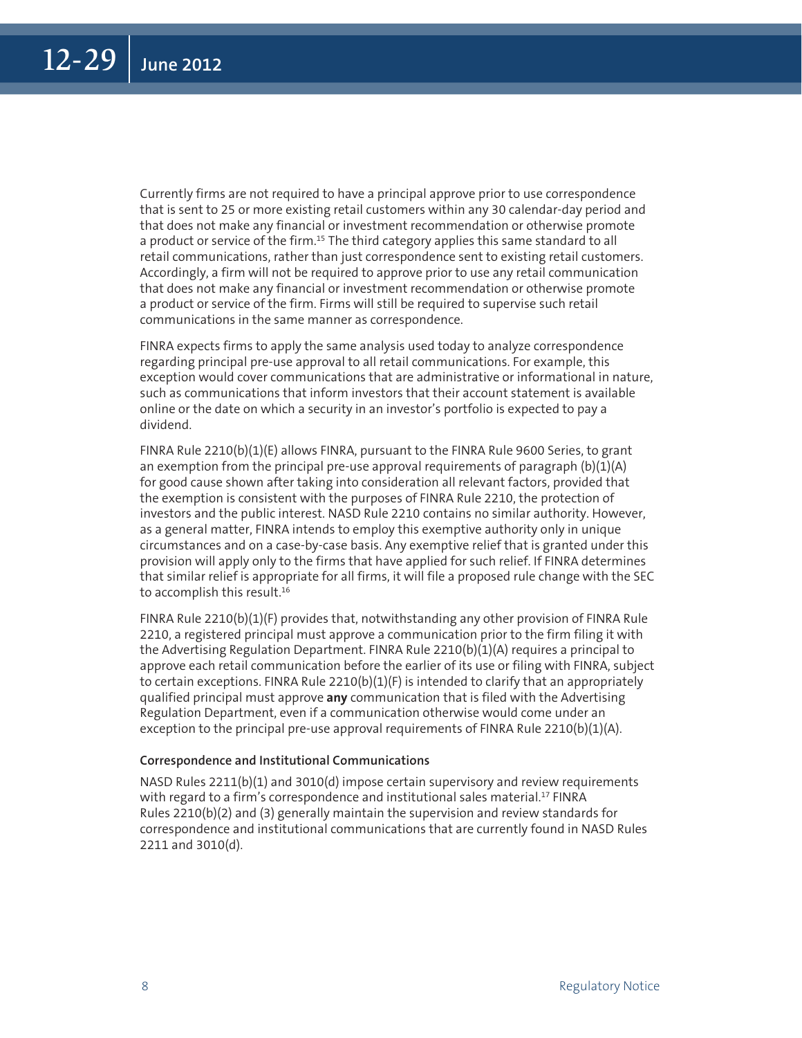Currently firms are not required to have a principal approve prior to use correspondence that is sent to 25 or more existing retail customers within any 30 calendar-day period and that does not make any financial or investment recommendation or otherwise promote a product or service of the firm.[15] The third category applies this same standard to all retail communications, rather than just correspondence sent to existing retail customers. Accordingly, a firm will not be required to approve prior to use any retail communication that does not make any financial or investment recommendation or otherwise promote a product or service of the firm. Firms will still be required to supervise such retail communications in the same manner as correspondence.

FINRA expects firms to apply the same analysis used today to analyze correspondence regarding principal pre-use approval to all retail communications. For example, this exception would cover communications that are administrative or informational in nature, such as communications that inform investors that their account statement is available online or the date on which a security in an investor's portfolio is expected to pay a dividend.

FINRA Rule 2210(b)(1)(E) allows FINRA, pursuant to the FINRA Rule 9600 Series, to grant an exemption from the principal pre-use approval requirements of paragraph (b)(1)(A) for good cause shown after taking into consideration all relevant factors, provided that the exemption is consistent with the purposes of FINRA Rule 2210, the protection of investors and the public interest. NASD Rule 2210 contains no similar authority. However, as a general matter, FINRA intends to employ this exemptive authority only in unique circumstances and on a case-by-case basis. Any exemptive relief that is granted under this provision will apply only to the firms that have applied for such relief. If FINRA determines that similar relief is appropriate for all firms, it will file a proposed rule change with the SEC to accomplish this result.[16]

FINRA Rule 2210(b)(1)(F) provides that, notwithstanding any other provision of FINRA Rule 2210, a registered principal must approve a communication prior to the firm filing it with the Advertising Regulation Department. FINRA Rule 2210(b)(1)(A) requires a principal to approve each retail communication before the earlier of its use or filing with FINRA, subject to certain exceptions. FINRA Rule 2210(b)(1)(F) is intended to clarify that an appropriately qualified principal must approve **any** communication that is filed with the Advertising Regulation Department, even if a communication otherwise would come under an exception to the principal pre-use approval requirements of FINRA Rule 2210(b)(1)(A).

**Correspondence and Institutional Communications**

NASD Rules 2211(b)(1) and 3010(d) impose certain supervisory and review requirements with regard to a firm's correspondence and institutional sales material.[17] FINRA Rules 2210(b)(2) and (3) generally maintain the supervision and review standards for correspondence and institutional communications that are currently found in NASD Rules 2211 and 3010(d).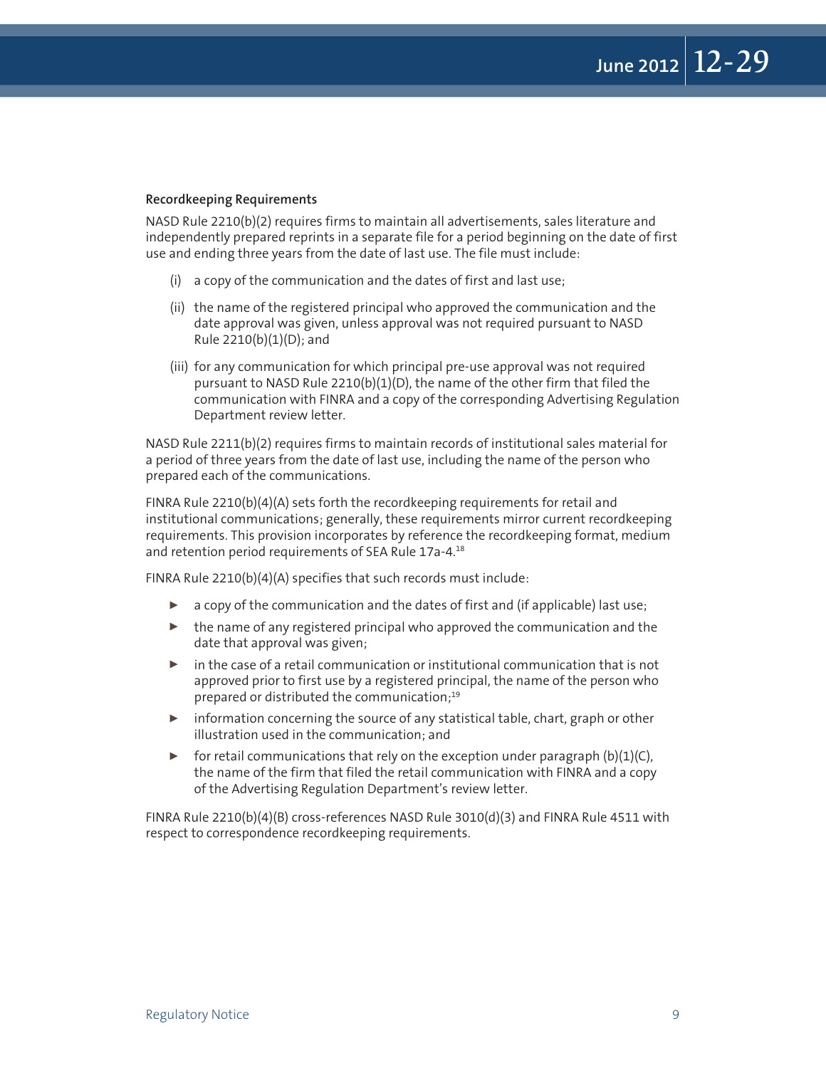### Recordkeeping Requirements

NASD Rule 2210(b)(2) requires firms to maintain all advertisements, sales literature and independently prepared reprints in a separate file for a period beginning on the date of first use and ending three years from the date of last use. The file must include:

(i) a copy of the communication and the dates of first and last use;

(ii) the name of the registered principal who approved the communication and the date approval was given, unless approval was not required pursuant to NASD Rule 2210(b)(1)(D); and

(iii) for any communication for which principal pre-use approval was not required pursuant to NASD Rule 2210(b)(1)(D), the name of the other firm that filed the communication with FINRA and a copy of the corresponding Advertising Regulation Department review letter.

NASD Rule 2211(b)(2) requires firms to maintain records of institutional sales material for a period of three years from the date of last use, including the name of the person who prepared each of the communications.

FINRA Rule 2210(b)(4)(A) sets forth the recordkeeping requirements for retail and institutional communications; generally, these requirements mirror current recordkeeping requirements. This provision incorporates by reference the recordkeeping format, medium and retention period requirements of SEA Rule 17a-4.[18]

FINRA Rule 2210(b)(4)(A) specifies that such records must include:

- a copy of the communication and the dates of first and (if applicable) last use;
- the name of any registered principal who approved the communication and the date that approval was given;
- in the case of a retail communication or institutional communication that is not approved prior to first use by a registered principal, the name of the person who prepared or distributed the communication;[19]
- information concerning the source of any statistical table, chart, graph or other illustration used in the communication; and
- for retail communications that rely on the exception under paragraph (b)(1)(C), the name of the firm that filed the retail communication with FINRA and a copy of the Advertising Regulation Department's review letter.

FINRA Rule 2210(b)(4)(B) cross-references NASD Rule 3010(d)(3) and FINRA Rule 4511 with respect to correspondence recordkeeping requirements.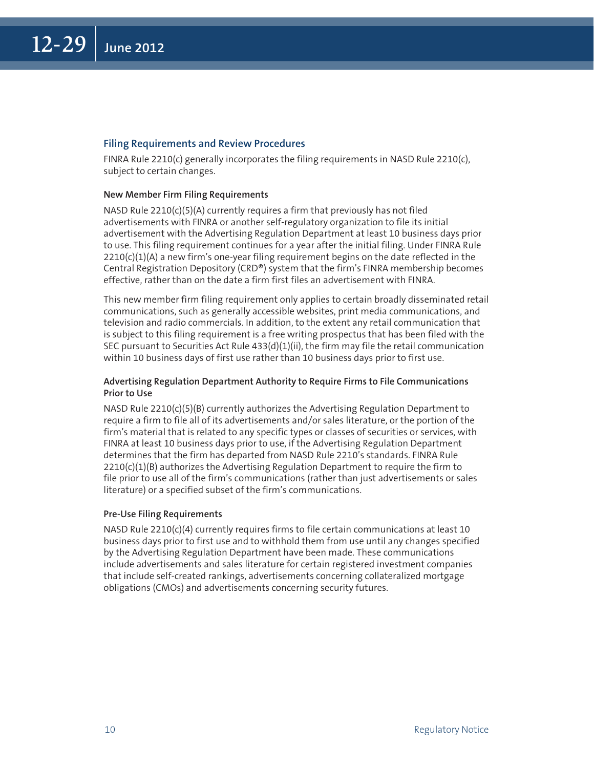### Filing Requirements and Review Procedures

FINRA Rule 2210(c) generally incorporates the filing requirements in NASD Rule 2210(c), subject to certain changes.

#### New Member Firm Filing Requirements

NASD Rule 2210(c)(5)(A) currently requires a firm that previously has not filed advertisements with FINRA or another self-regulatory organization to file its initial advertisement with the Advertising Regulation Department at least 10 business days prior to use. This filing requirement continues for a year after the initial filing. Under FINRA Rule 2210(c)(1)(A) a new firm's one-year filing requirement begins on the date reflected in the Central Registration Depository (CRD®) system that the firm's FINRA membership becomes effective, rather than on the date a firm first files an advertisement with FINRA.

This new member firm filing requirement only applies to certain broadly disseminated retail communications, such as generally accessible websites, print media communications, and television and radio commercials. In addition, to the extent any retail communication that is subject to this filing requirement is a free writing prospectus that has been filed with the SEC pursuant to Securities Act Rule 433(d)(1)(ii), the firm may file the retail communication within 10 business days of first use rather than 10 business days prior to first use.

#### Advertising Regulation Department Authority to Require Firms to File Communications Prior to Use

NASD Rule 2210(c)(5)(B) currently authorizes the Advertising Regulation Department to require a firm to file all of its advertisements and/or sales literature, or the portion of the firm's material that is related to any specific types or classes of securities or services, with FINRA at least 10 business days prior to use, if the Advertising Regulation Department determines that the firm has departed from NASD Rule 2210's standards. FINRA Rule 2210(c)(1)(B) authorizes the Advertising Regulation Department to require the firm to file prior to use all of the firm's communications (rather than just advertisements or sales literature) or a specified subset of the firm's communications.

#### Pre-Use Filing Requirements

NASD Rule 2210(c)(4) currently requires firms to file certain communications at least 10 business days prior to first use and to withhold them from use until any changes specified by the Advertising Regulation Department have been made. These communications include advertisements and sales literature for certain registered investment companies that include self-created rankings, advertisements concerning collateralized mortgage obligations (CMOs) and advertisements concerning security futures.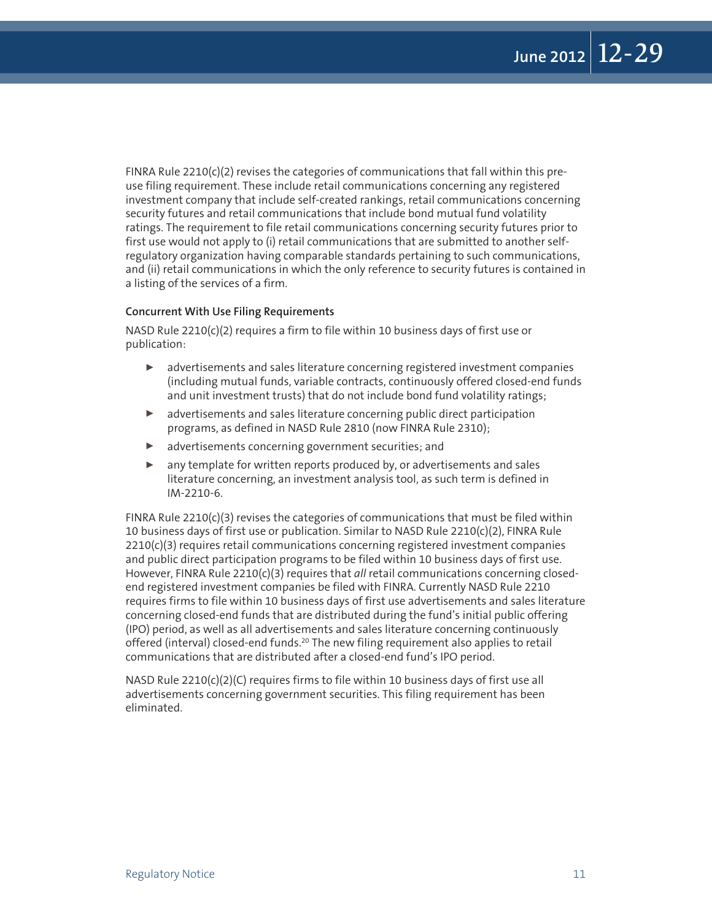FINRA Rule 2210(c)(2) revises the categories of communications that fall within this pre-use filing requirement. These include retail communications concerning any registered investment company that include self-created rankings, retail communications concerning security futures and retail communications that include bond mutual fund volatility ratings. The requirement to file retail communications concerning security futures prior to first use would not apply to (i) retail communications that are submitted to another self-regulatory organization having comparable standards pertaining to such communications, and (ii) retail communications in which the only reference to security futures is contained in a listing of the services of a firm.

### Concurrent With Use Filing Requirements

NASD Rule 2210(c)(2) requires a firm to file within 10 business days of first use or publication:

- advertisements and sales literature concerning registered investment companies (including mutual funds, variable contracts, continuously offered closed-end funds and unit investment trusts) that do not include bond fund volatility ratings;
- advertisements and sales literature concerning public direct participation programs, as defined in NASD Rule 2810 (now FINRA Rule 2310);
- advertisements concerning government securities; and
- any template for written reports produced by, or advertisements and sales literature concerning, an investment analysis tool, as such term is defined in IM-2210-6.

FINRA Rule 2210(c)(3) revises the categories of communications that must be filed within 10 business days of first use or publication. Similar to NASD Rule 2210(c)(2), FINRA Rule 2210(c)(3) requires retail communications concerning registered investment companies and public direct participation programs to be filed within 10 business days of first use. However, FINRA Rule 2210(c)(3) requires that *all* retail communications concerning closed-end registered investment companies be filed with FINRA. Currently NASD Rule 2210 requires firms to file within 10 business days of first use advertisements and sales literature concerning closed-end funds that are distributed during the fund's initial public offering (IPO) period, as well as all advertisements and sales literature concerning continuously offered (interval) closed-end funds.[20] The new filing requirement also applies to retail communications that are distributed after a closed-end fund's IPO period.

NASD Rule 2210(c)(2)(C) requires firms to file within 10 business days of first use all advertisements concerning government securities. This filing requirement has been eliminated.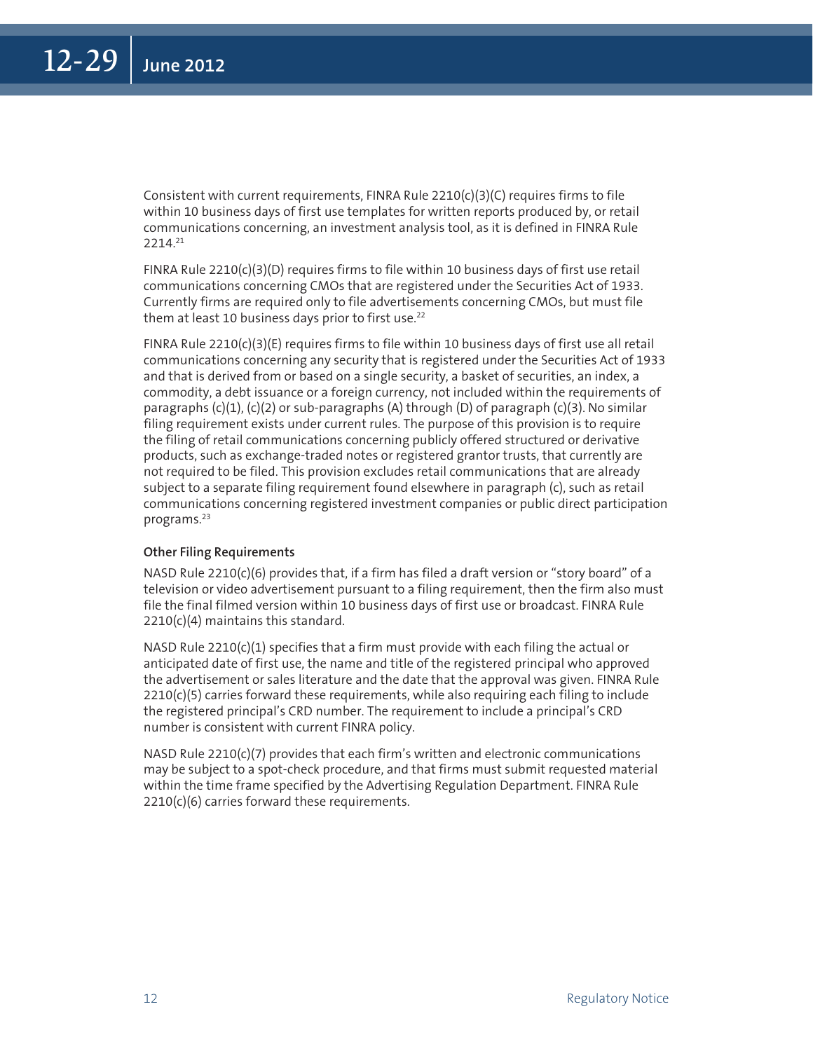Consistent with current requirements, FINRA Rule 2210(c)(3)(C) requires firms to file within 10 business days of first use templates for written reports produced by, or retail communications concerning, an investment analysis tool, as it is defined in FINRA Rule 2214.[21]

FINRA Rule 2210(c)(3)(D) requires firms to file within 10 business days of first use retail communications concerning CMOs that are registered under the Securities Act of 1933. Currently firms are required only to file advertisements concerning CMOs, but must file them at least 10 business days prior to first use.[22]

FINRA Rule 2210(c)(3)(E) requires firms to file within 10 business days of first use all retail communications concerning any security that is registered under the Securities Act of 1933 and that is derived from or based on a single security, a basket of securities, an index, a commodity, a debt issuance or a foreign currency, not included within the requirements of paragraphs (c)(1), (c)(2) or sub-paragraphs (A) through (D) of paragraph (c)(3). No similar filing requirement exists under current rules. The purpose of this provision is to require the filing of retail communications concerning publicly offered structured or derivative products, such as exchange-traded notes or registered grantor trusts, that currently are not required to be filed. This provision excludes retail communications that are already subject to a separate filing requirement found elsewhere in paragraph (c), such as retail communications concerning registered investment companies or public direct participation programs.[23]

#### Other Filing Requirements

NASD Rule 2210(c)(6) provides that, if a firm has filed a draft version or "story board" of a television or video advertisement pursuant to a filing requirement, then the firm also must file the final filmed version within 10 business days of first use or broadcast. FINRA Rule 2210(c)(4) maintains this standard.

NASD Rule 2210(c)(1) specifies that a firm must provide with each filing the actual or anticipated date of first use, the name and title of the registered principal who approved the advertisement or sales literature and the date that the approval was given. FINRA Rule 2210(c)(5) carries forward these requirements, while also requiring each filing to include the registered principal's CRD number. The requirement to include a principal's CRD number is consistent with current FINRA policy.

NASD Rule 2210(c)(7) provides that each firm's written and electronic communications may be subject to a spot-check procedure, and that firms must submit requested material within the time frame specified by the Advertising Regulation Department. FINRA Rule 2210(c)(6) carries forward these requirements.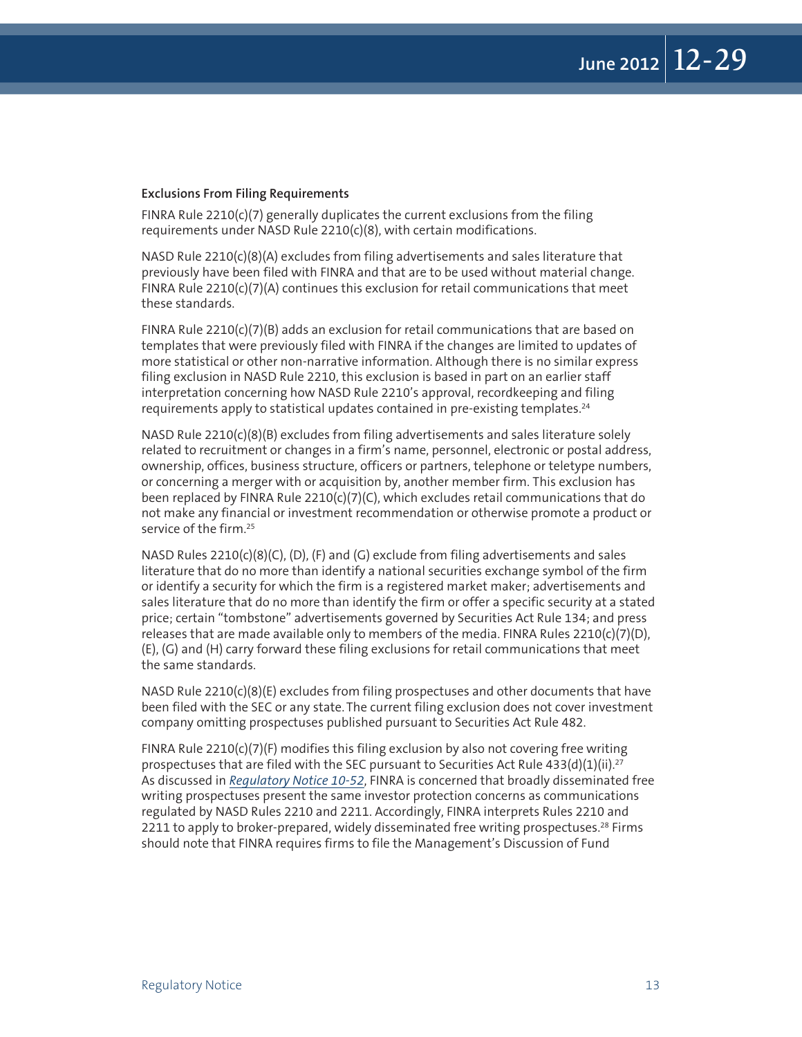### Exclusions From Filing Requirements

FINRA Rule 2210(c)(7) generally duplicates the current exclusions from the filing requirements under NASD Rule 2210(c)(8), with certain modifications.

NASD Rule 2210(c)(8)(A) excludes from filing advertisements and sales literature that previously have been filed with FINRA and that are to be used without material change. FINRA Rule 2210(c)(7)(A) continues this exclusion for retail communications that meet these standards.

FINRA Rule 2210(c)(7)(B) adds an exclusion for retail communications that are based on templates that were previously filed with FINRA if the changes are limited to updates of more statistical or other non-narrative information. Although there is no similar express filing exclusion in NASD Rule 2210, this exclusion is based in part on an earlier staff interpretation concerning how NASD Rule 2210's approval, recordkeeping and filing requirements apply to statistical updates contained in pre-existing templates.[24]

NASD Rule 2210(c)(8)(B) excludes from filing advertisements and sales literature solely related to recruitment or changes in a firm's name, personnel, electronic or postal address, ownership, offices, business structure, officers or partners, telephone or teletype numbers, or concerning a merger with or acquisition by, another member firm. This exclusion has been replaced by FINRA Rule 2210(c)(7)(C), which excludes retail communications that do not make any financial or investment recommendation or otherwise promote a product or service of the firm.[25]

NASD Rules 2210(c)(8)(C), (D), (F) and (G) exclude from filing advertisements and sales literature that do no more than identify a national securities exchange symbol of the firm or identify a security for which the firm is a registered market maker; advertisements and sales literature that do no more than identify the firm or offer a specific security at a stated price; certain "tombstone" advertisements governed by Securities Act Rule 134; and press releases that are made available only to members of the media. FINRA Rules 2210(c)(7)(D), (E), (G) and (H) carry forward these filing exclusions for retail communications that meet the same standards.

NASD Rule 2210(c)(8)(E) excludes from filing prospectuses and other documents that have been filed with the SEC or any state. The current filing exclusion does not cover investment company omitting prospectuses published pursuant to Securities Act Rule 482.

FINRA Rule 2210(c)(7)(F) modifies this filing exclusion by also not covering free writing prospectuses that are filed with the SEC pursuant to Securities Act Rule 433(d)(1)(ii).[27] As discussed in *Regulatory Notice 10-52*, FINRA is concerned that broadly disseminated free writing prospectuses present the same investor protection concerns as communications regulated by NASD Rules 2210 and 2211. Accordingly, FINRA interprets Rules 2210 and 2211 to apply to broker-prepared, widely disseminated free writing prospectuses.[28] Firms should note that FINRA requires firms to file the Management's Discussion of Fund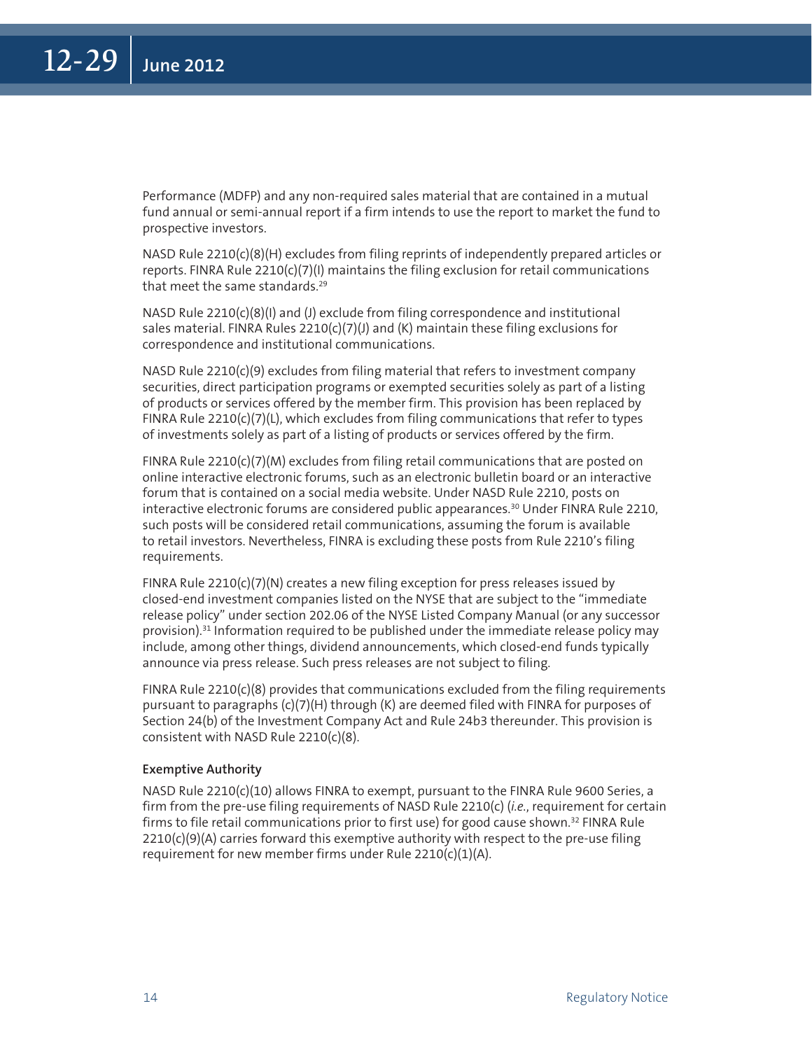Performance (MDFP) and any non-required sales material that are contained in a mutual fund annual or semi-annual report if a firm intends to use the report to market the fund to prospective investors.

NASD Rule 2210(c)(8)(H) excludes from filing reprints of independently prepared articles or reports. FINRA Rule 2210(c)(7)(I) maintains the filing exclusion for retail communications that meet the same standards.[29]

NASD Rule 2210(c)(8)(I) and (J) exclude from filing correspondence and institutional sales material. FINRA Rules 2210(c)(7)(J) and (K) maintain these filing exclusions for correspondence and institutional communications.

NASD Rule 2210(c)(9) excludes from filing material that refers to investment company securities, direct participation programs or exempted securities solely as part of a listing of products or services offered by the member firm. This provision has been replaced by FINRA Rule 2210(c)(7)(L), which excludes from filing communications that refer to types of investments solely as part of a listing of products or services offered by the firm.

FINRA Rule 2210(c)(7)(M) excludes from filing retail communications that are posted on online interactive electronic forums, such as an electronic bulletin board or an interactive forum that is contained on a social media website. Under NASD Rule 2210, posts on interactive electronic forums are considered public appearances.[30] Under FINRA Rule 2210, such posts will be considered retail communications, assuming the forum is available to retail investors. Nevertheless, FINRA is excluding these posts from Rule 2210's filing requirements.

FINRA Rule 2210(c)(7)(N) creates a new filing exception for press releases issued by closed-end investment companies listed on the NYSE that are subject to the "immediate release policy" under section 202.06 of the NYSE Listed Company Manual (or any successor provision).[31] Information required to be published under the immediate release policy may include, among other things, dividend announcements, which closed-end funds typically announce via press release. Such press releases are not subject to filing.

FINRA Rule 2210(c)(8) provides that communications excluded from the filing requirements pursuant to paragraphs (c)(7)(H) through (K) are deemed filed with FINRA for purposes of Section 24(b) of the Investment Company Act and Rule 24b3 thereunder. This provision is consistent with NASD Rule 2210(c)(8).

#### Exemptive Authority

NASD Rule 2210(c)(10) allows FINRA to exempt, pursuant to the FINRA Rule 9600 Series, a firm from the pre-use filing requirements of NASD Rule 2210(c) (*i.e.*, requirement for certain firms to file retail communications prior to first use) for good cause shown.[32] FINRA Rule 2210(c)(9)(A) carries forward this exemptive authority with respect to the pre-use filing requirement for new member firms under Rule 2210(c)(1)(A).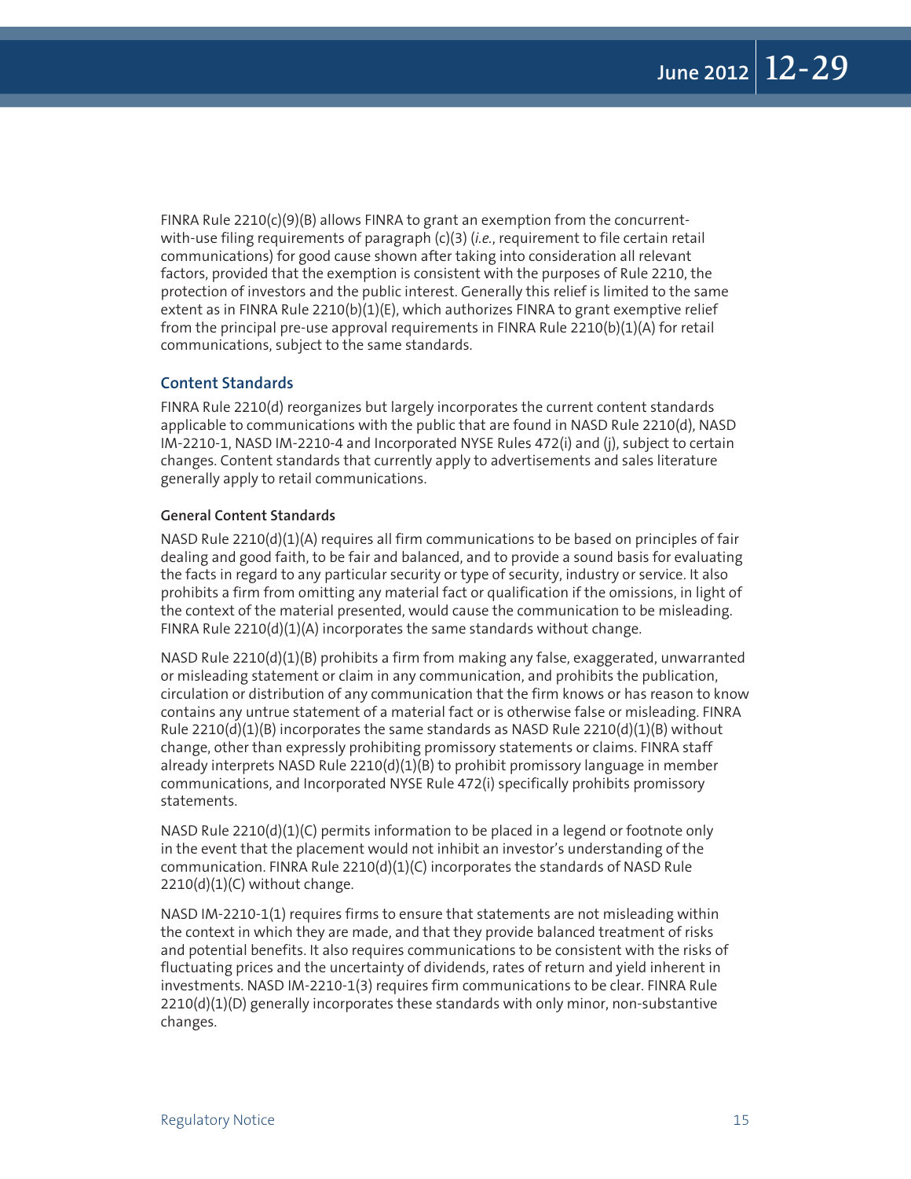FINRA Rule 2210(c)(9)(B) allows FINRA to grant an exemption from the concurrent-with-use filing requirements of paragraph (c)(3) (*i.e.*, requirement to file certain retail communications) for good cause shown after taking into consideration all relevant factors, provided that the exemption is consistent with the purposes of Rule 2210, the protection of investors and the public interest. Generally this relief is limited to the same extent as in FINRA Rule 2210(b)(1)(E), which authorizes FINRA to grant exemptive relief from the principal pre-use approval requirements in FINRA Rule 2210(b)(1)(A) for retail communications, subject to the same standards.

## Content Standards

FINRA Rule 2210(d) reorganizes but largely incorporates the current content standards applicable to communications with the public that are found in NASD Rule 2210(d), NASD IM-2210-1, NASD IM-2210-4 and Incorporated NYSE Rules 472(i) and (j), subject to certain changes. Content standards that currently apply to advertisements and sales literature generally apply to retail communications.

### General Content Standards

NASD Rule 2210(d)(1)(A) requires all firm communications to be based on principles of fair dealing and good faith, to be fair and balanced, and to provide a sound basis for evaluating the facts in regard to any particular security or type of security, industry or service. It also prohibits a firm from omitting any material fact or qualification if the omissions, in light of the context of the material presented, would cause the communication to be misleading. FINRA Rule 2210(d)(1)(A) incorporates the same standards without change.

NASD Rule 2210(d)(1)(B) prohibits a firm from making any false, exaggerated, unwarranted or misleading statement or claim in any communication, and prohibits the publication, circulation or distribution of any communication that the firm knows or has reason to know contains any untrue statement of a material fact or is otherwise false or misleading. FINRA Rule 2210(d)(1)(B) incorporates the same standards as NASD Rule 2210(d)(1)(B) without change, other than expressly prohibiting promissory statements or claims. FINRA staff already interprets NASD Rule 2210(d)(1)(B) to prohibit promissory language in member communications, and Incorporated NYSE Rule 472(i) specifically prohibits promissory statements.

NASD Rule 2210(d)(1)(C) permits information to be placed in a legend or footnote only in the event that the placement would not inhibit an investor's understanding of the communication. FINRA Rule 2210(d)(1)(C) incorporates the standards of NASD Rule 2210(d)(1)(C) without change.

NASD IM-2210-1(1) requires firms to ensure that statements are not misleading within the context in which they are made, and that they provide balanced treatment of risks and potential benefits. It also requires communications to be consistent with the risks of fluctuating prices and the uncertainty of dividends, rates of return and yield inherent in investments. NASD IM-2210-1(3) requires firm communications to be clear. FINRA Rule 2210(d)(1)(D) generally incorporates these standards with only minor, non-substantive changes.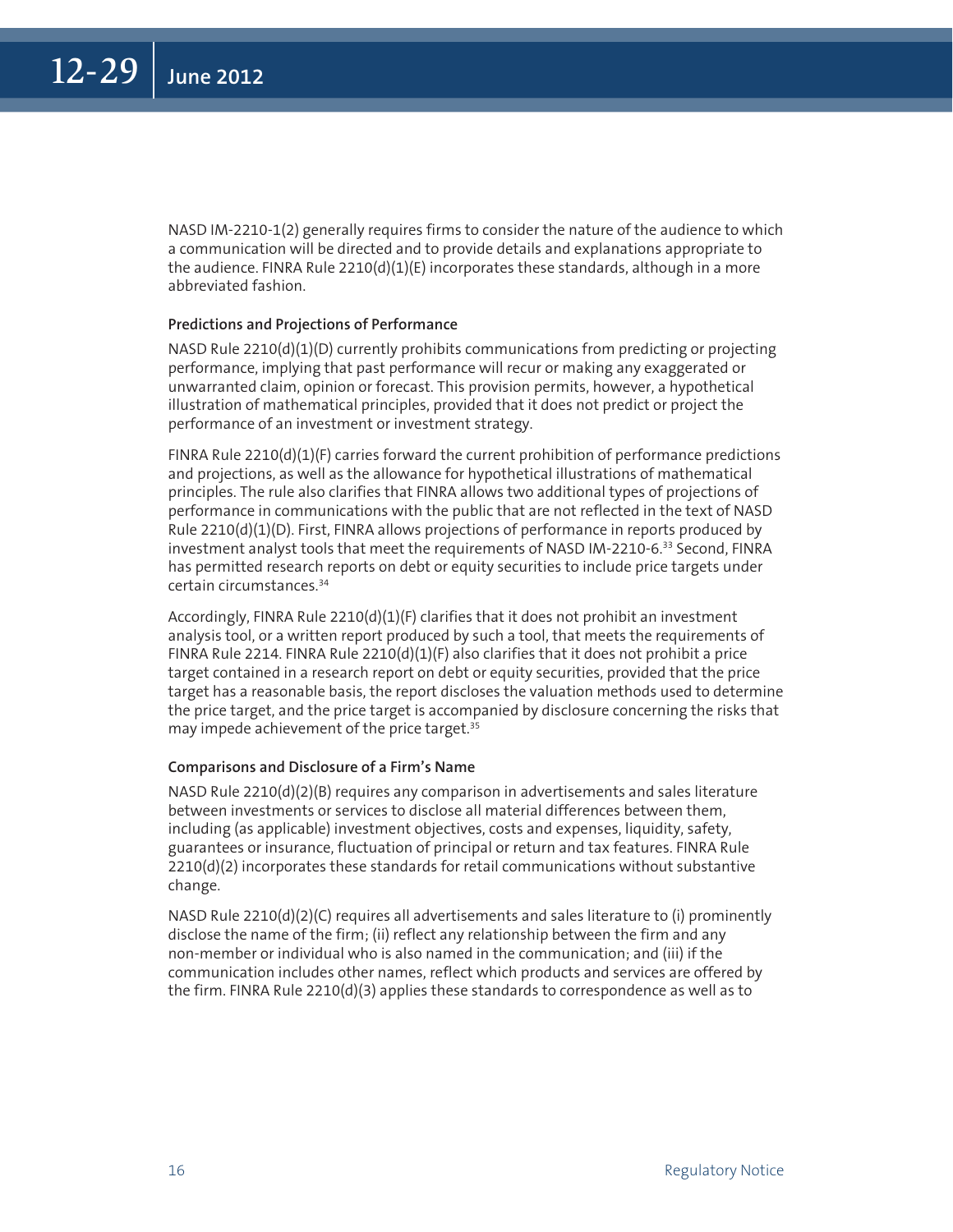NASD IM-2210-1(2) generally requires firms to consider the nature of the audience to which a communication will be directed and to provide details and explanations appropriate to the audience. FINRA Rule 2210(d)(1)(E) incorporates these standards, although in a more abbreviated fashion.

### Predictions and Projections of Performance

NASD Rule 2210(d)(1)(D) currently prohibits communications from predicting or projecting performance, implying that past performance will recur or making any exaggerated or unwarranted claim, opinion or forecast. This provision permits, however, a hypothetical illustration of mathematical principles, provided that it does not predict or project the performance of an investment or investment strategy.

FINRA Rule 2210(d)(1)(F) carries forward the current prohibition of performance predictions and projections, as well as the allowance for hypothetical illustrations of mathematical principles. The rule also clarifies that FINRA allows two additional types of projections of performance in communications with the public that are not reflected in the text of NASD Rule 2210(d)(1)(D). First, FINRA allows projections of performance in reports produced by investment analyst tools that meet the requirements of NASD IM-2210-6.[33] Second, FINRA has permitted research reports on debt or equity securities to include price targets under certain circumstances.[34]

Accordingly, FINRA Rule 2210(d)(1)(F) clarifies that it does not prohibit an investment analysis tool, or a written report produced by such a tool, that meets the requirements of FINRA Rule 2214. FINRA Rule 2210(d)(1)(F) also clarifies that it does not prohibit a price target contained in a research report on debt or equity securities, provided that the price target has a reasonable basis, the report discloses the valuation methods used to determine the price target, and the price target is accompanied by disclosure concerning the risks that may impede achievement of the price target.[35]

### Comparisons and Disclosure of a Firm's Name

NASD Rule 2210(d)(2)(B) requires any comparison in advertisements and sales literature between investments or services to disclose all material differences between them, including (as applicable) investment objectives, costs and expenses, liquidity, safety, guarantees or insurance, fluctuation of principal or return and tax features. FINRA Rule 2210(d)(2) incorporates these standards for retail communications without substantive change.

NASD Rule 2210(d)(2)(C) requires all advertisements and sales literature to (i) prominently disclose the name of the firm; (ii) reflect any relationship between the firm and any non-member or individual who is also named in the communication; and (iii) if the communication includes other names, reflect which products and services are offered by the firm. FINRA Rule 2210(d)(3) applies these standards to correspondence as well as to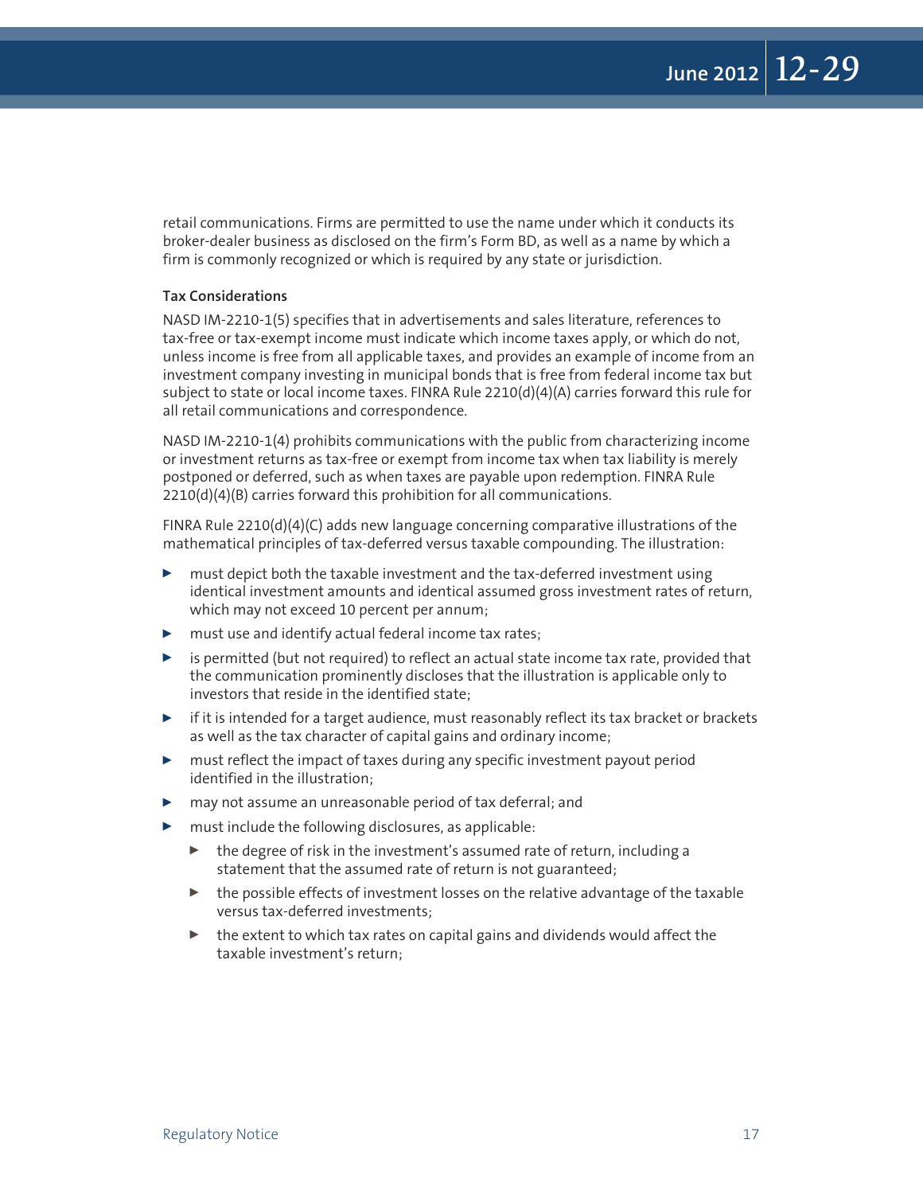retail communications. Firms are permitted to use the name under which it conducts its broker-dealer business as disclosed on the firm's Form BD, as well as a name by which a firm is commonly recognized or which is required by any state or jurisdiction.

**Tax Considerations**

NASD IM-2210-1(5) specifies that in advertisements and sales literature, references to tax-free or tax-exempt income must indicate which income taxes apply, or which do not, unless income is free from all applicable taxes, and provides an example of income from an investment company investing in municipal bonds that is free from federal income tax but subject to state or local income taxes. FINRA Rule 2210(d)(4)(A) carries forward this rule for all retail communications and correspondence.

NASD IM-2210-1(4) prohibits communications with the public from characterizing income or investment returns as tax-free or exempt from income tax when tax liability is merely postponed or deferred, such as when taxes are payable upon redemption. FINRA Rule 2210(d)(4)(B) carries forward this prohibition for all communications.

FINRA Rule 2210(d)(4)(C) adds new language concerning comparative illustrations of the mathematical principles of tax-deferred versus taxable compounding. The illustration:

- must depict both the taxable investment and the tax-deferred investment using identical investment amounts and identical assumed gross investment rates of return, which may not exceed 10 percent per annum;
- must use and identify actual federal income tax rates;
- is permitted (but not required) to reflect an actual state income tax rate, provided that the communication prominently discloses that the illustration is applicable only to investors that reside in the identified state;
- if it is intended for a target audience, must reasonably reflect its tax bracket or brackets as well as the tax character of capital gains and ordinary income;
- must reflect the impact of taxes during any specific investment payout period identified in the illustration;
- may not assume an unreasonable period of tax deferral; and
- must include the following disclosures, as applicable:
  - the degree of risk in the investment's assumed rate of return, including a statement that the assumed rate of return is not guaranteed;
  - the possible effects of investment losses on the relative advantage of the taxable versus tax-deferred investments;
  - the extent to which tax rates on capital gains and dividends would affect the taxable investment's return;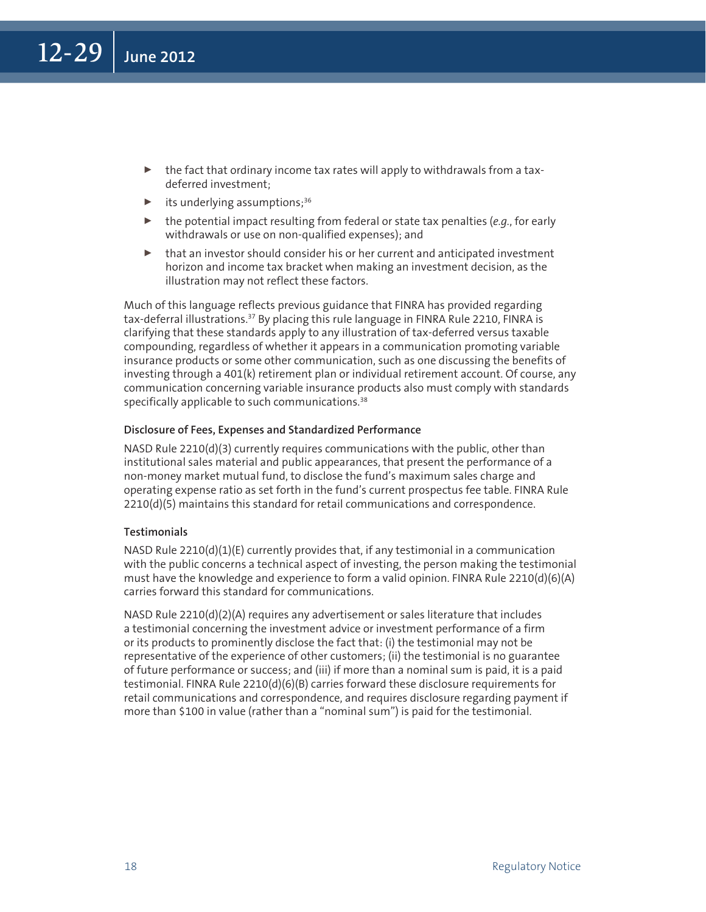- the fact that ordinary income tax rates will apply to withdrawals from a tax-deferred investment;
- its underlying assumptions;[36]
- the potential impact resulting from federal or state tax penalties (*e.g.*, for early withdrawals or use on non-qualified expenses); and
- that an investor should consider his or her current and anticipated investment horizon and income tax bracket when making an investment decision, as the illustration may not reflect these factors.

Much of this language reflects previous guidance that FINRA has provided regarding tax-deferral illustrations.[37] By placing this rule language in FINRA Rule 2210, FINRA is clarifying that these standards apply to any illustration of tax-deferred versus taxable compounding, regardless of whether it appears in a communication promoting variable insurance products or some other communication, such as one discussing the benefits of investing through a 401(k) retirement plan or individual retirement account. Of course, any communication concerning variable insurance products also must comply with standards specifically applicable to such communications.[38]

#### Disclosure of Fees, Expenses and Standardized Performance

NASD Rule 2210(d)(3) currently requires communications with the public, other than institutional sales material and public appearances, that present the performance of a non-money market mutual fund, to disclose the fund's maximum sales charge and operating expense ratio as set forth in the fund's current prospectus fee table. FINRA Rule 2210(d)(5) maintains this standard for retail communications and correspondence.

#### Testimonials

NASD Rule 2210(d)(1)(E) currently provides that, if any testimonial in a communication with the public concerns a technical aspect of investing, the person making the testimonial must have the knowledge and experience to form a valid opinion. FINRA Rule 2210(d)(6)(A) carries forward this standard for communications.

NASD Rule 2210(d)(2)(A) requires any advertisement or sales literature that includes a testimonial concerning the investment advice or investment performance of a firm or its products to prominently disclose the fact that: (i) the testimonial may not be representative of the experience of other customers; (ii) the testimonial is no guarantee of future performance or success; and (iii) if more than a nominal sum is paid, it is a paid testimonial. FINRA Rule 2210(d)(6)(B) carries forward these disclosure requirements for retail communications and correspondence, and requires disclosure regarding payment if more than $100 in value (rather than a "nominal sum") is paid for the testimonial.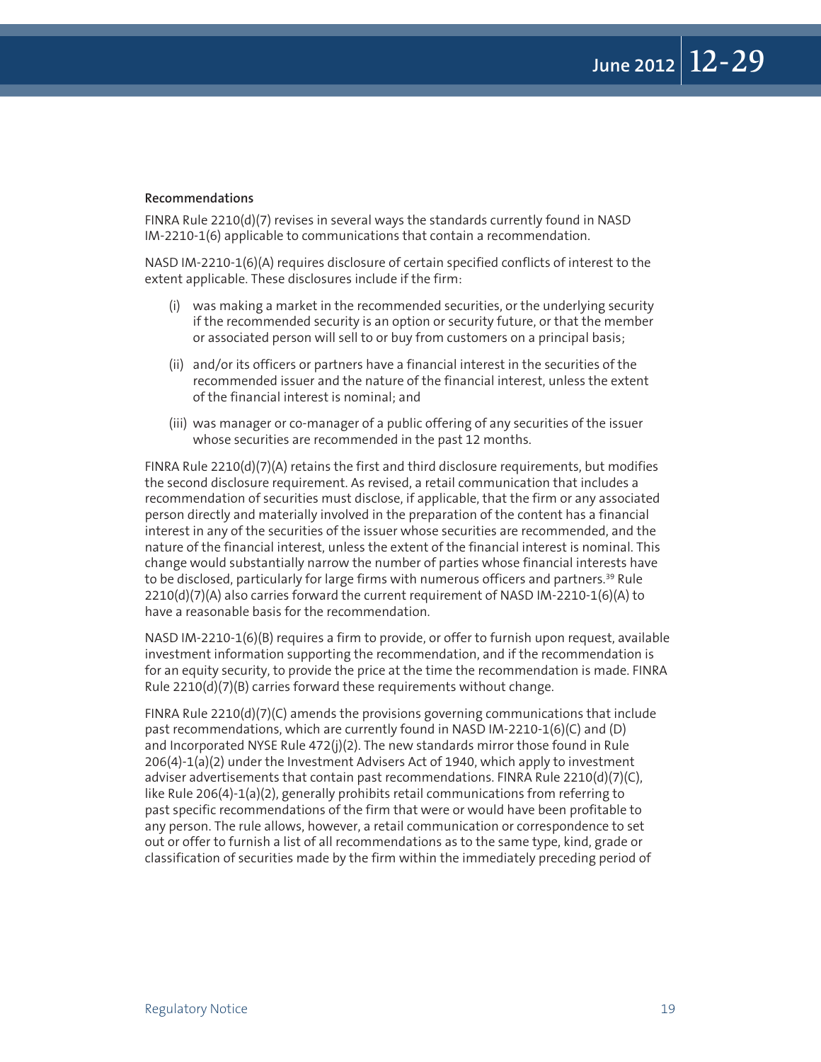### Recommendations

FINRA Rule 2210(d)(7) revises in several ways the standards currently found in NASD IM-2210-1(6) applicable to communications that contain a recommendation.

NASD IM-2210-1(6)(A) requires disclosure of certain specified conflicts of interest to the extent applicable. These disclosures include if the firm:

(i) was making a market in the recommended securities, or the underlying security if the recommended security is an option or security future, or that the member or associated person will sell to or buy from customers on a principal basis;

(ii) and/or its officers or partners have a financial interest in the securities of the recommended issuer and the nature of the financial interest, unless the extent of the financial interest is nominal; and

(iii) was manager or co-manager of a public offering of any securities of the issuer whose securities are recommended in the past 12 months.

FINRA Rule 2210(d)(7)(A) retains the first and third disclosure requirements, but modifies the second disclosure requirement. As revised, a retail communication that includes a recommendation of securities must disclose, if applicable, that the firm or any associated person directly and materially involved in the preparation of the content has a financial interest in any of the securities of the issuer whose securities are recommended, and the nature of the financial interest, unless the extent of the financial interest is nominal. This change would substantially narrow the number of parties whose financial interests have to be disclosed, particularly for large firms with numerous officers and partners.[39] Rule 2210(d)(7)(A) also carries forward the current requirement of NASD IM-2210-1(6)(A) to have a reasonable basis for the recommendation.

NASD IM-2210-1(6)(B) requires a firm to provide, or offer to furnish upon request, available investment information supporting the recommendation, and if the recommendation is for an equity security, to provide the price at the time the recommendation is made. FINRA Rule 2210(d)(7)(B) carries forward these requirements without change.

FINRA Rule 2210(d)(7)(C) amends the provisions governing communications that include past recommendations, which are currently found in NASD IM-2210-1(6)(C) and (D) and Incorporated NYSE Rule 472(j)(2). The new standards mirror those found in Rule 206(4)-1(a)(2) under the Investment Advisers Act of 1940, which apply to investment adviser advertisements that contain past recommendations. FINRA Rule 2210(d)(7)(C), like Rule 206(4)-1(a)(2), generally prohibits retail communications from referring to past specific recommendations of the firm that were or would have been profitable to any person. The rule allows, however, a retail communication or correspondence to set out or offer to furnish a list of all recommendations as to the same type, kind, grade or classification of securities made by the firm within the immediately preceding period of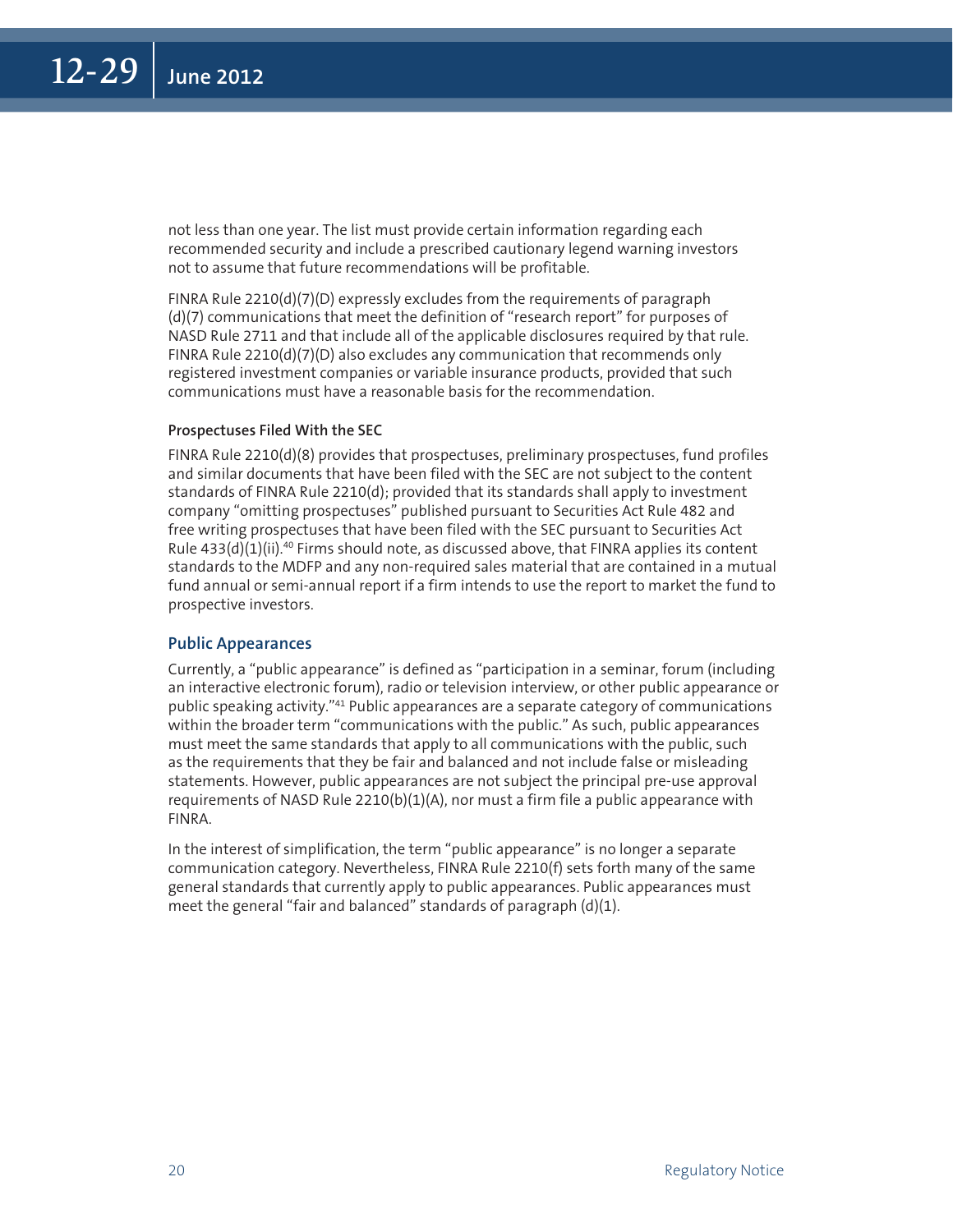not less than one year. The list must provide certain information regarding each recommended security and include a prescribed cautionary legend warning investors not to assume that future recommendations will be profitable.

FINRA Rule 2210(d)(7)(D) expressly excludes from the requirements of paragraph (d)(7) communications that meet the definition of "research report" for purposes of NASD Rule 2711 and that include all of the applicable disclosures required by that rule. FINRA Rule 2210(d)(7)(D) also excludes any communication that recommends only registered investment companies or variable insurance products, provided that such communications must have a reasonable basis for the recommendation.

#### Prospectuses Filed With the SEC

FINRA Rule 2210(d)(8) provides that prospectuses, preliminary prospectuses, fund profiles and similar documents that have been filed with the SEC are not subject to the content standards of FINRA Rule 2210(d); provided that its standards shall apply to investment company "omitting prospectuses" published pursuant to Securities Act Rule 482 and free writing prospectuses that have been filed with the SEC pursuant to Securities Act Rule 433(d)(1)(ii).[40] Firms should note, as discussed above, that FINRA applies its content standards to the MDFP and any non-required sales material that are contained in a mutual fund annual or semi-annual report if a firm intends to use the report to market the fund to prospective investors.

### Public Appearances

Currently, a "public appearance" is defined as "participation in a seminar, forum (including an interactive electronic forum), radio or television interview, or other public appearance or public speaking activity."[41] Public appearances are a separate category of communications within the broader term "communications with the public." As such, public appearances must meet the same standards that apply to all communications with the public, such as the requirements that they be fair and balanced and not include false or misleading statements. However, public appearances are not subject the principal pre-use approval requirements of NASD Rule 2210(b)(1)(A), nor must a firm file a public appearance with FINRA.

In the interest of simplification, the term "public appearance" is no longer a separate communication category. Nevertheless, FINRA Rule 2210(f) sets forth many of the same general standards that currently apply to public appearances. Public appearances must meet the general "fair and balanced" standards of paragraph (d)(1).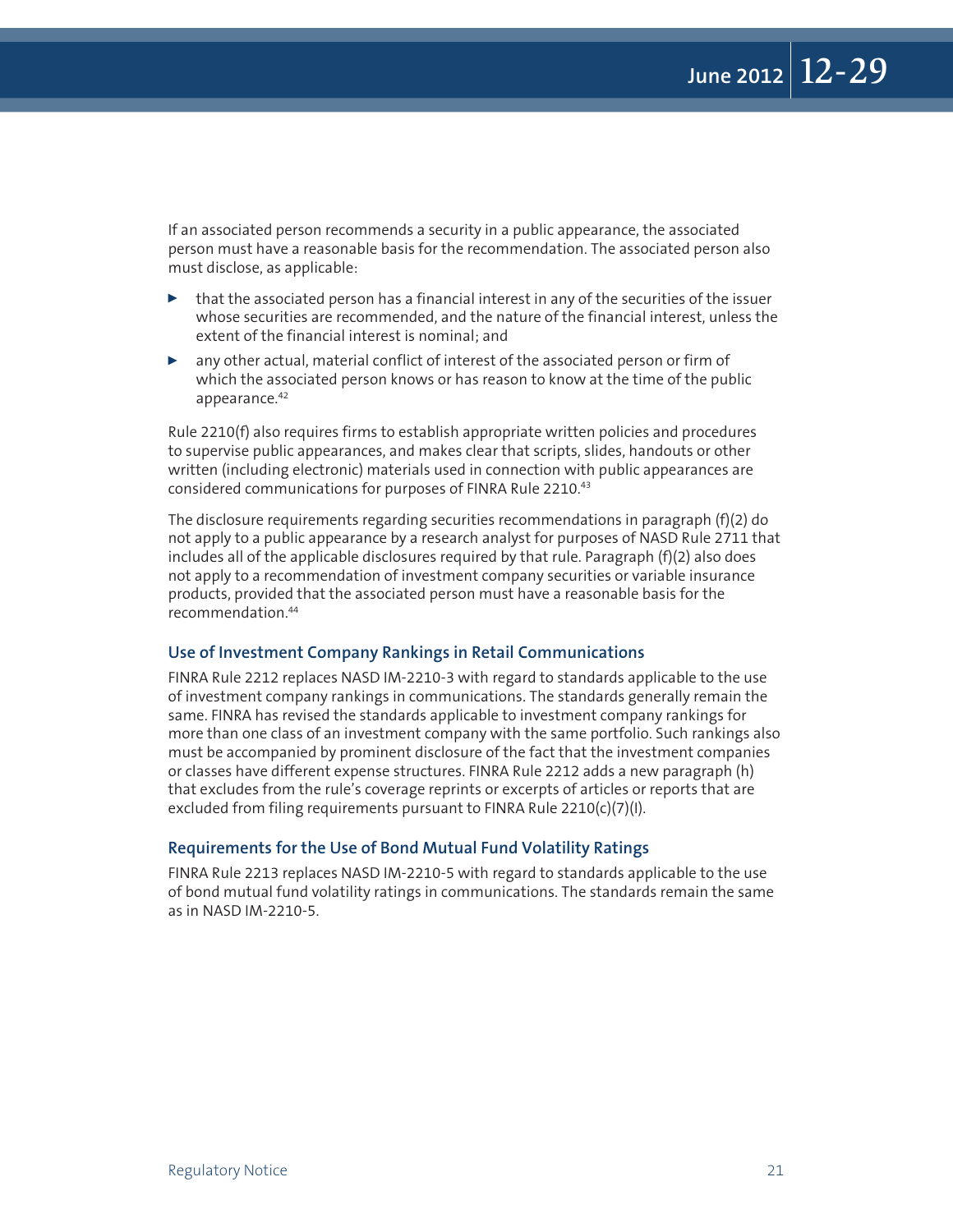If an associated person recommends a security in a public appearance, the associated person must have a reasonable basis for the recommendation. The associated person also must disclose, as applicable:

- that the associated person has a financial interest in any of the securities of the issuer whose securities are recommended, and the nature of the financial interest, unless the extent of the financial interest is nominal; and
- any other actual, material conflict of interest of the associated person or firm of which the associated person knows or has reason to know at the time of the public appearance.[42]

Rule 2210(f) also requires firms to establish appropriate written policies and procedures to supervise public appearances, and makes clear that scripts, slides, handouts or other written (including electronic) materials used in connection with public appearances are considered communications for purposes of FINRA Rule 2210.[43]

The disclosure requirements regarding securities recommendations in paragraph (f)(2) do not apply to a public appearance by a research analyst for purposes of NASD Rule 2711 that includes all of the applicable disclosures required by that rule. Paragraph (f)(2) also does not apply to a recommendation of investment company securities or variable insurance products, provided that the associated person must have a reasonable basis for the recommendation.[44]

### Use of Investment Company Rankings in Retail Communications

FINRA Rule 2212 replaces NASD IM-2210-3 with regard to standards applicable to the use of investment company rankings in communications. The standards generally remain the same. FINRA has revised the standards applicable to investment company rankings for more than one class of an investment company with the same portfolio. Such rankings also must be accompanied by prominent disclosure of the fact that the investment companies or classes have different expense structures. FINRA Rule 2212 adds a new paragraph (h) that excludes from the rule's coverage reprints or excerpts of articles or reports that are excluded from filing requirements pursuant to FINRA Rule 2210(c)(7)(I).

### Requirements for the Use of Bond Mutual Fund Volatility Ratings

FINRA Rule 2213 replaces NASD IM-2210-5 with regard to standards applicable to the use of bond mutual fund volatility ratings in communications. The standards remain the same as in NASD IM-2210-5.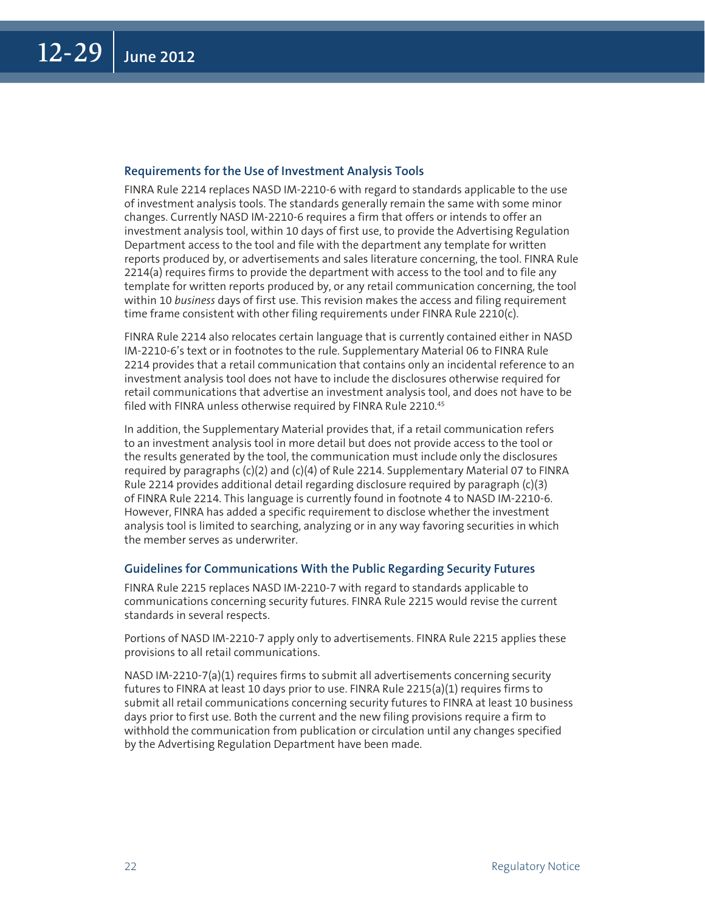## Requirements for the Use of Investment Analysis Tools

FINRA Rule 2214 replaces NASD IM-2210-6 with regard to standards applicable to the use of investment analysis tools. The standards generally remain the same with some minor changes. Currently NASD IM-2210-6 requires a firm that offers or intends to offer an investment analysis tool, within 10 days of first use, to provide the Advertising Regulation Department access to the tool and file with the department any template for written reports produced by, or advertisements and sales literature concerning, the tool. FINRA Rule 2214(a) requires firms to provide the department with access to the tool and to file any template for written reports produced by, or any retail communication concerning, the tool within 10 *business* days of first use. This revision makes the access and filing requirement time frame consistent with other filing requirements under FINRA Rule 2210(c).

FINRA Rule 2214 also relocates certain language that is currently contained either in NASD IM-2210-6's text or in footnotes to the rule. Supplementary Material 06 to FINRA Rule 2214 provides that a retail communication that contains only an incidental reference to an investment analysis tool does not have to include the disclosures otherwise required for retail communications that advertise an investment analysis tool, and does not have to be filed with FINRA unless otherwise required by FINRA Rule 2210.[45]

In addition, the Supplementary Material provides that, if a retail communication refers to an investment analysis tool in more detail but does not provide access to the tool or the results generated by the tool, the communication must include only the disclosures required by paragraphs (c)(2) and (c)(4) of Rule 2214. Supplementary Material 07 to FINRA Rule 2214 provides additional detail regarding disclosure required by paragraph (c)(3) of FINRA Rule 2214. This language is currently found in footnote 4 to NASD IM-2210-6. However, FINRA has added a specific requirement to disclose whether the investment analysis tool is limited to searching, analyzing or in any way favoring securities in which the member serves as underwriter.

## Guidelines for Communications With the Public Regarding Security Futures

FINRA Rule 2215 replaces NASD IM-2210-7 with regard to standards applicable to communications concerning security futures. FINRA Rule 2215 would revise the current standards in several respects.

Portions of NASD IM-2210-7 apply only to advertisements. FINRA Rule 2215 applies these provisions to all retail communications.

NASD IM-2210-7(a)(1) requires firms to submit all advertisements concerning security futures to FINRA at least 10 days prior to use. FINRA Rule 2215(a)(1) requires firms to submit all retail communications concerning security futures to FINRA at least 10 business days prior to first use. Both the current and the new filing provisions require a firm to withhold the communication from publication or circulation until any changes specified by the Advertising Regulation Department have been made.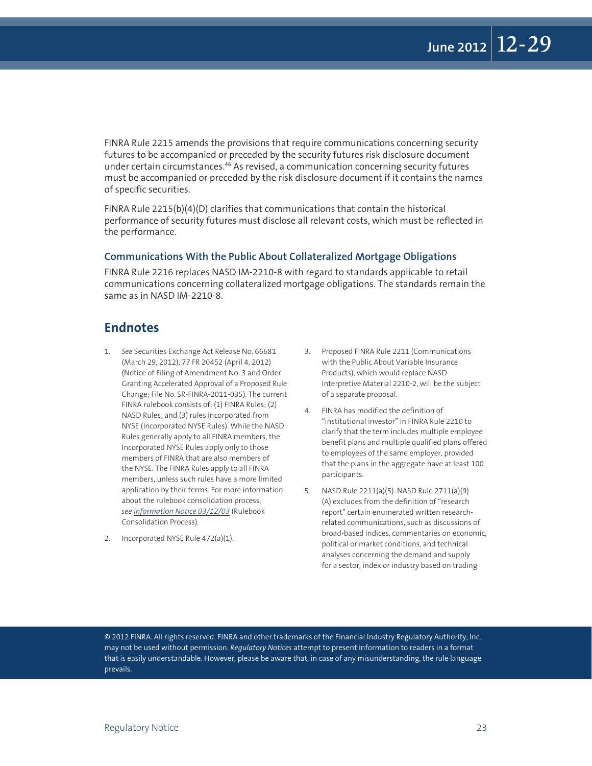FINRA Rule 2215 amends the provisions that require communications concerning security futures to be accompanied or preceded by the security futures risk disclosure document under certain circumstances.[46] As revised, a communication concerning security futures must be accompanied or preceded by the risk disclosure document if it contains the names of specific securities.

FINRA Rule 2215(b)(4)(D) clarifies that communications that contain the historical performance of security futures must disclose all relevant costs, which must be reflected in the performance.

### Communications With the Public About Collateralized Mortgage Obligations

FINRA Rule 2216 replaces NASD IM-2210-8 with regard to standards applicable to retail communications concerning collateralized mortgage obligations. The standards remain the same as in NASD IM-2210-8.

## Endnotes

1. *See* Securities Exchange Act Release No. 66681 (March 29, 2012), 77 FR 20452 (April 4, 2012) (Notice of Filing of Amendment No. 3 and Order Granting Accelerated Approval of a Proposed Rule Change; File No. SR-FINRA-2011-035). The current FINRA rulebook consists of: (1) FINRA Rules; (2) NASD Rules; and (3) rules incorporated from NYSE (Incorporated NYSE Rules). While the NASD Rules generally apply to all FINRA members, the Incorporated NYSE Rules apply only to those members of FINRA that are also members of the NYSE. The FINRA Rules apply to all FINRA members, unless such rules have a more limited application by their terms. For more information about the rulebook consolidation process, *see Information Notice 03/12/03* (Rulebook Consolidation Process).

2. Incorporated NYSE Rule 472(a)(1).

3. Proposed FINRA Rule 2211 (Communications with the Public About Variable Insurance Products), which would replace NASD Interpretive Material 2210-2, will be the subject of a separate proposal.

4. FINRA has modified the definition of "institutional investor" in FINRA Rule 2210 to clarify that the term includes multiple employee benefit plans and multiple qualified plans offered to employees of the same employer, provided that the plans in the aggregate have at least 100 participants.

5. NASD Rule 2211(a)(5). NASD Rule 2711(a)(9)(A) excludes from the definition of "research report" certain enumerated written research-related communications, such as discussions of broad-based indices, commentaries on economic, political or market conditions, and technical analyses concerning the demand and supply for a sector, index or industry based on trading

© 2012 FINRA. All rights reserved. FINRA and other trademarks of the Financial Industry Regulatory Authority, Inc. may not be used without permission. *Regulatory Notices* attempt to present information to readers in a format that is easily understandable. However, please be aware that, in case of any misunderstanding, the rule language prevails.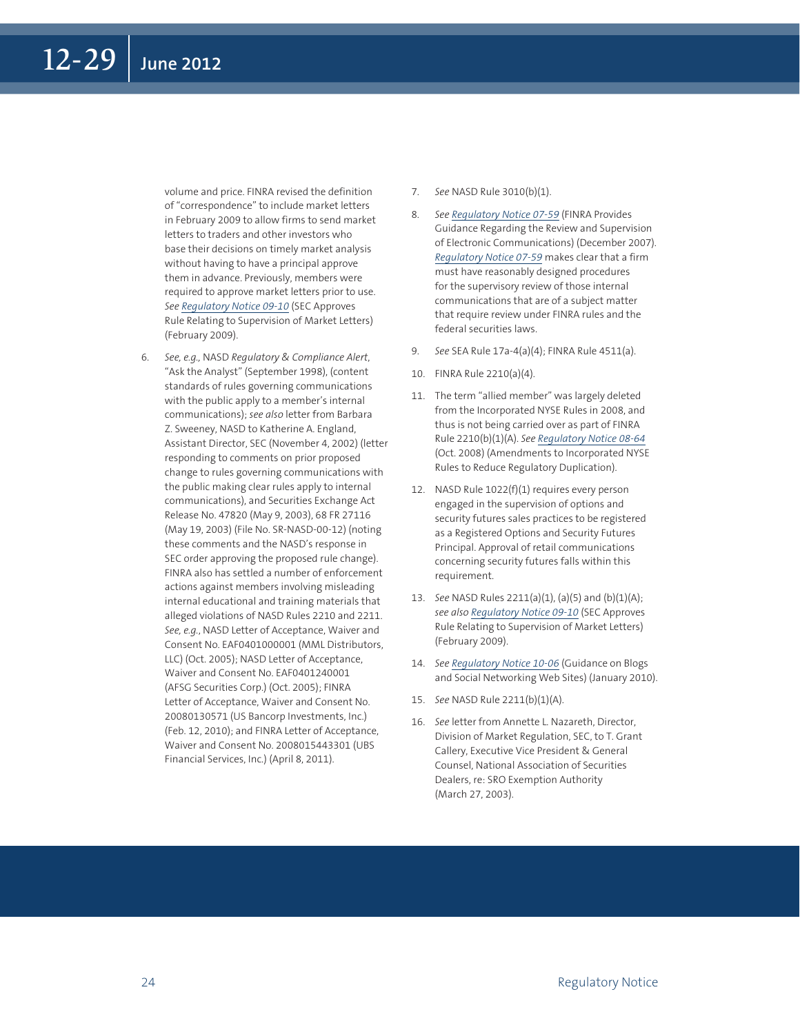volume and price. FINRA revised the definition of "correspondence" to include market letters in February 2009 to allow firms to send market letters to traders and other investors who base their decisions on timely market analysis without having to have a principal approve them in advance. Previously, members were required to approve market letters prior to use. *See* *Regulatory Notice 09-10* (SEC Approves Rule Relating to Supervision of Market Letters) (February 2009).

6. *See, e.g.,* NASD *Regulatory & Compliance Alert*, "Ask the Analyst" (September 1998), (content standards of rules governing communications with the public apply to a member's internal communications); *see also* letter from Barbara Z. Sweeney, NASD to Katherine A. England, Assistant Director, SEC (November 4, 2002) (letter responding to comments on prior proposed change to rules governing communications with the public making clear rules apply to internal communications), and Securities Exchange Act Release No. 47820 (May 9, 2003), 68 FR 27116 (May 19, 2003) (File No. SR-NASD-00-12) (noting these comments and the NASD's response in SEC order approving the proposed rule change). FINRA also has settled a number of enforcement actions against members involving misleading internal educational and training materials that alleged violations of NASD Rules 2210 and 2211. *See, e.g.*, NASD Letter of Acceptance, Waiver and Consent No. EAF0401000001 (MML Distributors, LLC) (Oct. 2005); NASD Letter of Acceptance, Waiver and Consent No. EAF0401240001 (AFSG Securities Corp.) (Oct. 2005); FINRA Letter of Acceptance, Waiver and Consent No. 20080130571 (US Bancorp Investments, Inc.) (Feb. 12, 2010); and FINRA Letter of Acceptance, Waiver and Consent No. 2008015443301 (UBS Financial Services, Inc.) (April 8, 2011).

7. *See* NASD Rule 3010(b)(1).

8. *See* *Regulatory Notice 07-59* (FINRA Provides Guidance Regarding the Review and Supervision of Electronic Communications) (December 2007). *Regulatory Notice 07-59* makes clear that a firm must have reasonably designed procedures for the supervisory review of those internal communications that are of a subject matter that require review under FINRA rules and the federal securities laws.

9. *See* SEA Rule 17a-4(a)(4); FINRA Rule 4511(a).

10. FINRA Rule 2210(a)(4).

11. The term "allied member" was largely deleted from the Incorporated NYSE Rules in 2008, and thus is not being carried over as part of FINRA Rule 2210(b)(1)(A). *See* *Regulatory Notice 08-64* (Oct. 2008) (Amendments to Incorporated NYSE Rules to Reduce Regulatory Duplication).

12. NASD Rule 1022(f)(1) requires every person engaged in the supervision of options and security futures sales practices to be registered as a Registered Options and Security Futures Principal. Approval of retail communications concerning security futures falls within this requirement.

13. *See* NASD Rules 2211(a)(1), (a)(5) and (b)(1)(A); *see also* *Regulatory Notice 09-10* (SEC Approves Rule Relating to Supervision of Market Letters) (February 2009).

14. *See* *Regulatory Notice 10-06* (Guidance on Blogs and Social Networking Web Sites) (January 2010).

15. *See* NASD Rule 2211(b)(1)(A).

16. *See* letter from Annette L. Nazareth, Director, Division of Market Regulation, SEC, to T. Grant Callery, Executive Vice President & General Counsel, National Association of Securities Dealers, re: SRO Exemption Authority (March 27, 2003).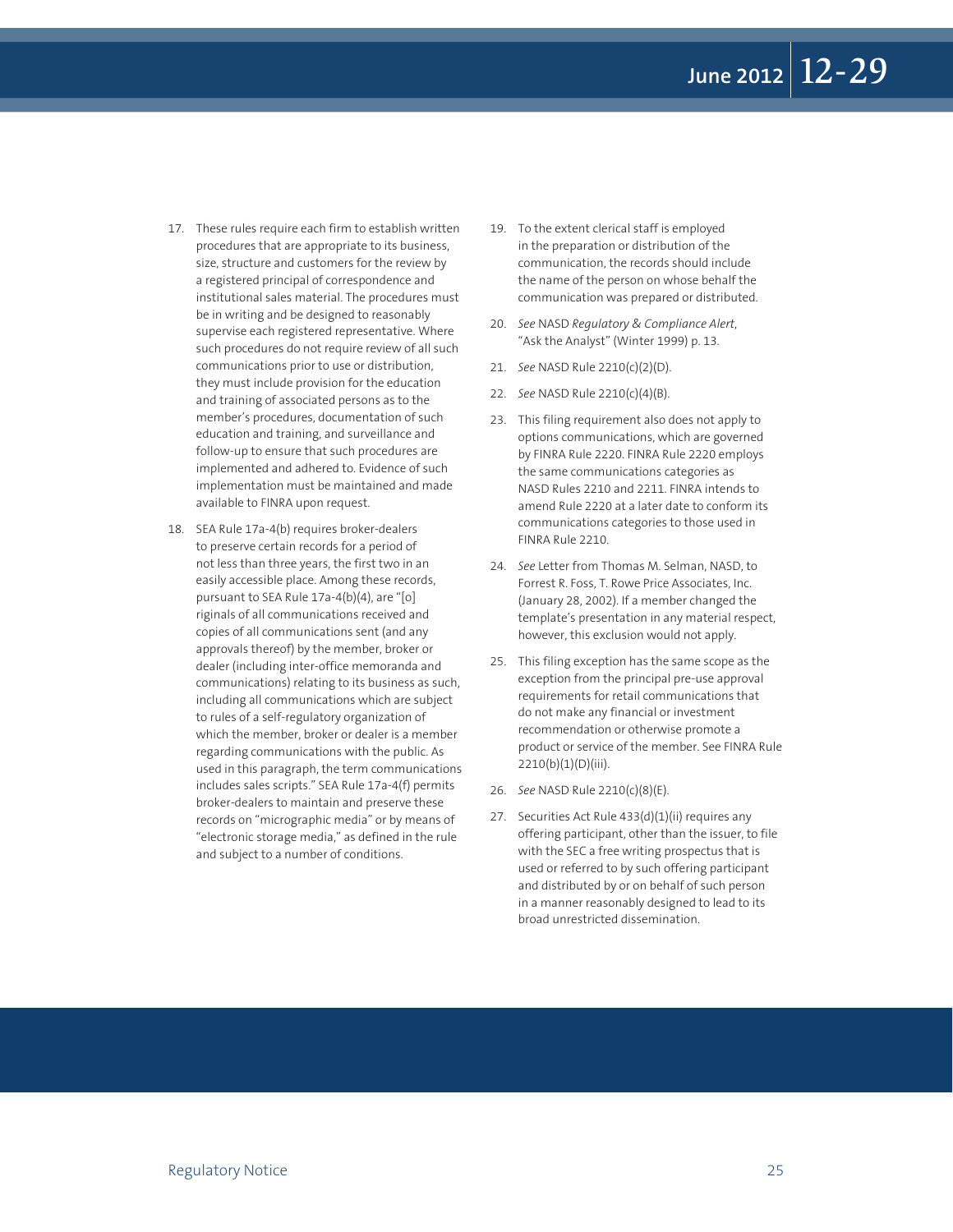17. These rules require each firm to establish written procedures that are appropriate to its business, size, structure and customers for the review by a registered principal of correspondence and institutional sales material. The procedures must be in writing and be designed to reasonably supervise each registered representative. Where such procedures do not require review of all such communications prior to use or distribution, they must include provision for the education and training of associated persons as to the member's procedures, documentation of such education and training, and surveillance and follow-up to ensure that such procedures are implemented and adhered to. Evidence of such implementation must be maintained and made available to FINRA upon request.

18. SEA Rule 17a-4(b) requires broker-dealers to preserve certain records for a period of not less than three years, the first two in an easily accessible place. Among these records, pursuant to SEA Rule 17a-4(b)(4), are "[o]riginals of all communications received and copies of all communications sent (and any approvals thereof) by the member, broker or dealer (including inter-office memoranda and communications) relating to its business as such, including all communications which are subject to rules of a self-regulatory organization of which the member, broker or dealer is a member regarding communications with the public. As used in this paragraph, the term communications includes sales scripts." SEA Rule 17a-4(f) permits broker-dealers to maintain and preserve these records on "micrographic media" or by means of "electronic storage media," as defined in the rule and subject to a number of conditions.

19. To the extent clerical staff is employed in the preparation or distribution of the communication, the records should include the name of the person on whose behalf the communication was prepared or distributed.

20. *See* NASD *Regulatory & Compliance Alert*, "Ask the Analyst" (Winter 1999) p. 13.

21. *See* NASD Rule 2210(c)(2)(D).

22. *See* NASD Rule 2210(c)(4)(B).

23. This filing requirement also does not apply to options communications, which are governed by FINRA Rule 2220. FINRA Rule 2220 employs the same communications categories as NASD Rules 2210 and 2211. FINRA intends to amend Rule 2220 at a later date to conform its communications categories to those used in FINRA Rule 2210.

24. *See* Letter from Thomas M. Selman, NASD, to Forrest R. Foss, T. Rowe Price Associates, Inc. (January 28, 2002). If a member changed the template's presentation in any material respect, however, this exclusion would not apply.

25. This filing exception has the same scope as the exception from the principal pre-use approval requirements for retail communications that do not make any financial or investment recommendation or otherwise promote a product or service of the member. See FINRA Rule 2210(b)(1)(D)(iii).

26. *See* NASD Rule 2210(c)(8)(E).

27. Securities Act Rule 433(d)(1)(ii) requires any offering participant, other than the issuer, to file with the SEC a free writing prospectus that is used or referred to by such offering participant and distributed by or on behalf of such person in a manner reasonably designed to lead to its broad unrestricted dissemination.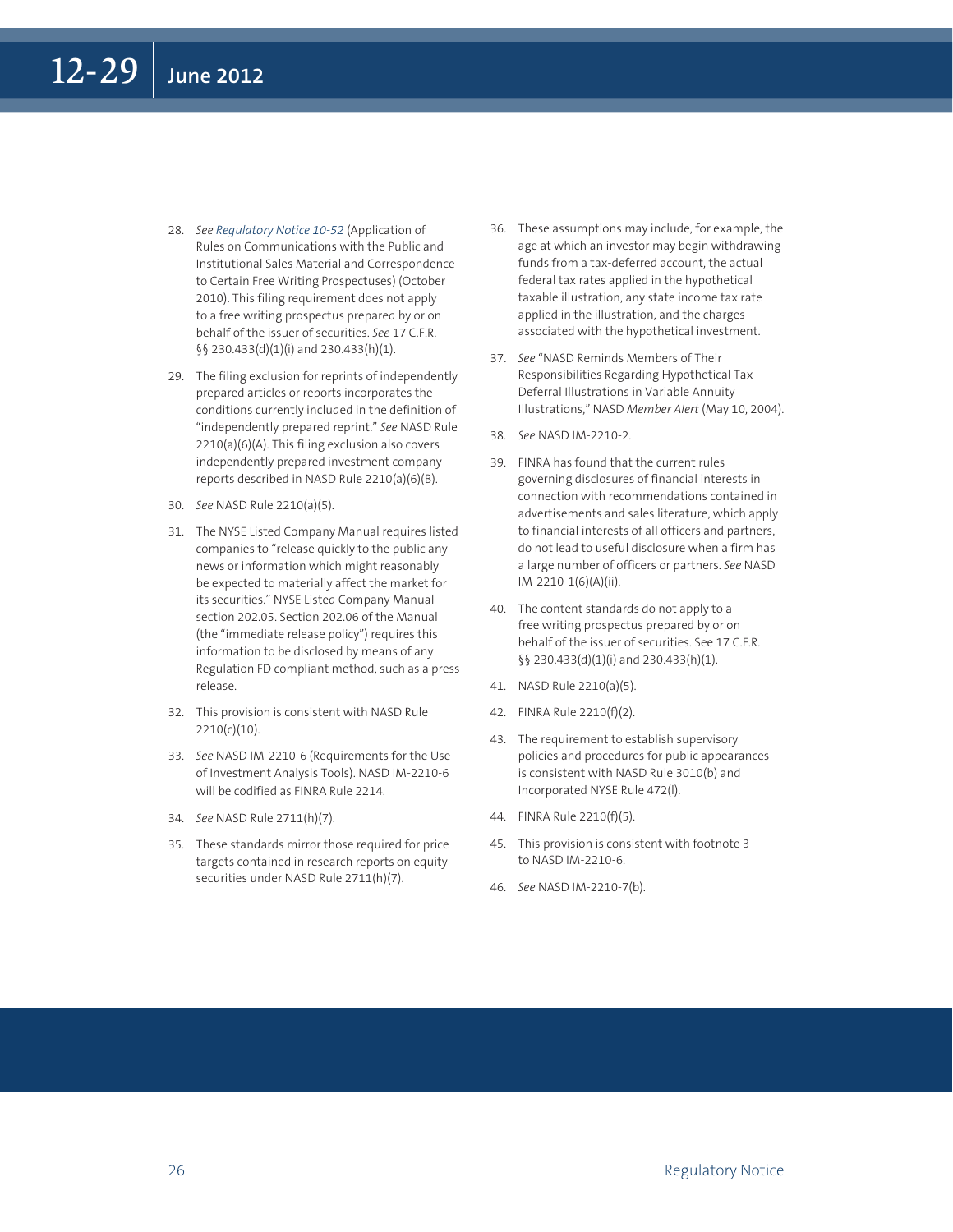28. *See* Regulatory Notice 10-52 (Application of Rules on Communications with the Public and Institutional Sales Material and Correspondence to Certain Free Writing Prospectuses) (October 2010). This filing requirement does not apply to a free writing prospectus prepared by or on behalf of the issuer of securities. *See* 17 C.F.R. §§ 230.433(d)(1)(i) and 230.433(h)(1).

29. The filing exclusion for reprints of independently prepared articles or reports incorporates the conditions currently included in the definition of "independently prepared reprint." *See* NASD Rule 2210(a)(6)(A). This filing exclusion also covers independently prepared investment company reports described in NASD Rule 2210(a)(6)(B).

30. *See* NASD Rule 2210(a)(5).

31. The NYSE Listed Company Manual requires listed companies to "release quickly to the public any news or information which might reasonably be expected to materially affect the market for its securities." NYSE Listed Company Manual section 202.05. Section 202.06 of the Manual (the "immediate release policy") requires this information to be disclosed by means of any Regulation FD compliant method, such as a press release.

32. This provision is consistent with NASD Rule 2210(c)(10).

33. *See* NASD IM-2210-6 (Requirements for the Use of Investment Analysis Tools). NASD IM-2210-6 will be codified as FINRA Rule 2214.

34. *See* NASD Rule 2711(h)(7).

35. These standards mirror those required for price targets contained in research reports on equity securities under NASD Rule 2711(h)(7).

36. These assumptions may include, for example, the age at which an investor may begin withdrawing funds from a tax-deferred account, the actual federal tax rates applied in the hypothetical taxable illustration, any state income tax rate applied in the illustration, and the charges associated with the hypothetical investment.

37. *See* "NASD Reminds Members of Their Responsibilities Regarding Hypothetical Tax-Deferral Illustrations in Variable Annuity Illustrations," NASD *Member Alert* (May 10, 2004).

38. *See* NASD IM-2210-2.

39. FINRA has found that the current rules governing disclosures of financial interests in connection with recommendations contained in advertisements and sales literature, which apply to financial interests of all officers and partners, do not lead to useful disclosure when a firm has a large number of officers or partners. *See* NASD IM-2210-1(6)(A)(ii).

40. The content standards do not apply to a free writing prospectus prepared by or on behalf of the issuer of securities. See 17 C.F.R. §§ 230.433(d)(1)(i) and 230.433(h)(1).

41. NASD Rule 2210(a)(5).

42. FINRA Rule 2210(f)(2).

43. The requirement to establish supervisory policies and procedures for public appearances is consistent with NASD Rule 3010(b) and Incorporated NYSE Rule 472(l).

44. FINRA Rule 2210(f)(5).

45. This provision is consistent with footnote 3 to NASD IM-2210-6.

46. *See* NASD IM-2210-7(b).